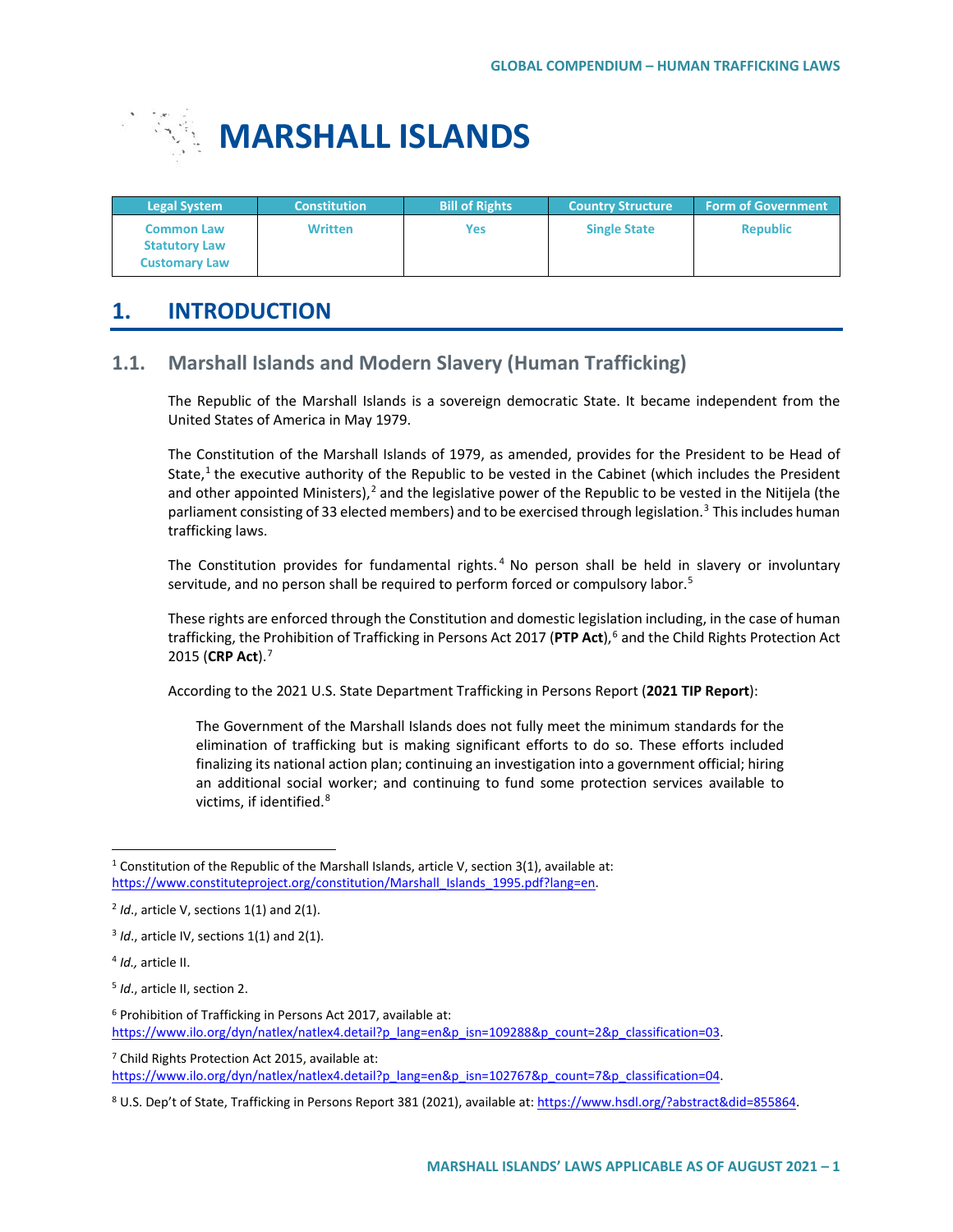# MARSHALL ISLANDS

| Legal System | Constitution | Bill of Rights | Country Structure | Form of Government |
|---|---|---|---|---|
| Common Law<br>Statutory Law<br>Customary Law | Written | Yes | Single State | Republic |

## 1. INTRODUCTION

### 1.1. Marshall Islands and Modern Slavery (Human Trafficking)

The Republic of the Marshall Islands is a sovereign democratic State. It became independent from the United States of America in May 1979.

The Constitution of the Marshall Islands of 1979, as amended, provides for the President to be Head of State,[1] the executive authority of the Republic to be vested in the Cabinet (which includes the President and other appointed Ministers),[2] and the legislative power of the Republic to be vested in the Nitijela (the parliament consisting of 33 elected members) and to be exercised through legislation.[3] This includes human trafficking laws.

The Constitution provides for fundamental rights.[4] No person shall be held in slavery or involuntary servitude, and no person shall be required to perform forced or compulsory labor.[5]

These rights are enforced through the Constitution and domestic legislation including, in the case of human trafficking, the Prohibition of Trafficking in Persons Act 2017 (**PTP Act**),[6] and the Child Rights Protection Act 2015 (**CRP Act**).[7]

According to the 2021 U.S. State Department Trafficking in Persons Report (**2021 TIP Report**):

> The Government of the Marshall Islands does not fully meet the minimum standards for the elimination of trafficking but is making significant efforts to do so. These efforts included finalizing its national action plan; continuing an investigation into a government official; hiring an additional social worker; and continuing to fund some protection services available to victims, if identified.[8]

---

[1] Constitution of the Republic of the Marshall Islands, article V, section 3(1), available at: https://www.constituteproject.org/constitution/Marshall_Islands_1995.pdf?lang=en.

[2] *Id*., article V, sections 1(1) and 2(1).

[3] *Id*., article IV, sections 1(1) and 2(1).

[4] *Id.,* article II.

[5] *Id*., article II, section 2.

[6] Prohibition of Trafficking in Persons Act 2017, available at: https://www.ilo.org/dyn/natlex/natlex4.detail?p_lang=en&p_isn=109288&p_count=2&p_classification=03.

[7] Child Rights Protection Act 2015, available at: https://www.ilo.org/dyn/natlex/natlex4.detail?p_lang=en&p_isn=102767&p_count=7&p_classification=04.

[8] U.S. Dep't of State, Trafficking in Persons Report 381 (2021), available at: https://www.hsdl.org/?abstract&did=855864.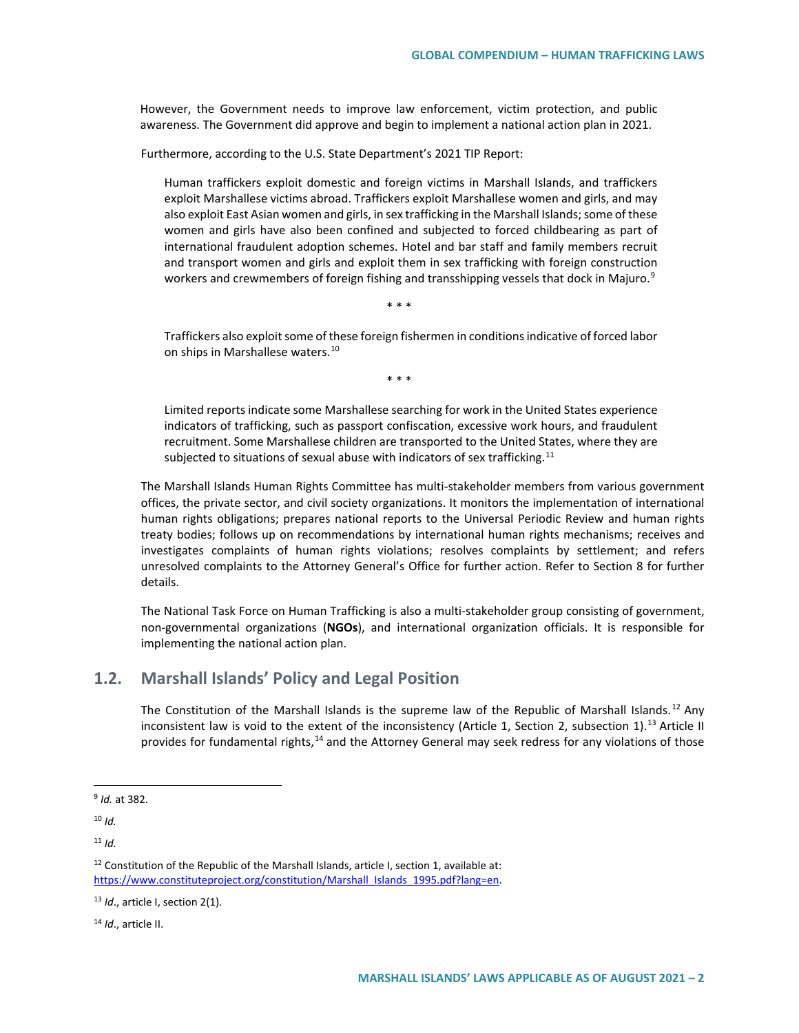However, the Government needs to improve law enforcement, victim protection, and public awareness. The Government did approve and begin to implement a national action plan in 2021.

Furthermore, according to the U.S. State Department's 2021 TIP Report:

> Human traffickers exploit domestic and foreign victims in Marshall Islands, and traffickers exploit Marshallese victims abroad. Traffickers exploit Marshallese women and girls, and may also exploit East Asian women and girls, in sex trafficking in the Marshall Islands; some of these women and girls have also been confined and subjected to forced childbearing as part of international fraudulent adoption schemes. Hotel and bar staff and family members recruit and transport women and girls and exploit them in sex trafficking with foreign construction workers and crewmembers of foreign fishing and transshipping vessels that dock in Majuro.[9]
>
> \* \* \*
>
> Traffickers also exploit some of these foreign fishermen in conditions indicative of forced labor on ships in Marshallese waters.[10]
>
> \* \* \*
>
> Limited reports indicate some Marshallese searching for work in the United States experience indicators of trafficking, such as passport confiscation, excessive work hours, and fraudulent recruitment. Some Marshallese children are transported to the United States, where they are subjected to situations of sexual abuse with indicators of sex trafficking.[11]

The Marshall Islands Human Rights Committee has multi-stakeholder members from various government offices, the private sector, and civil society organizations. It monitors the implementation of international human rights obligations; prepares national reports to the Universal Periodic Review and human rights treaty bodies; follows up on recommendations by international human rights mechanisms; receives and investigates complaints of human rights violations; resolves complaints by settlement; and refers unresolved complaints to the Attorney General's Office for further action. Refer to Section 8 for further details.

The National Task Force on Human Trafficking is also a multi-stakeholder group consisting of government, non-governmental organizations (**NGOs**), and international organization officials. It is responsible for implementing the national action plan.

## 1.2. Marshall Islands' Policy and Legal Position

The Constitution of the Marshall Islands is the supreme law of the Republic of Marshall Islands.[12] Any inconsistent law is void to the extent of the inconsistency (Article 1, Section 2, subsection 1).[13] Article II provides for fundamental rights,[14] and the Attorney General may seek redress for any violations of those

---

[9] *Id.* at 382.

[10] *Id.*

[11] *Id.*

[12] Constitution of the Republic of the Marshall Islands, article I, section 1, available at: https://www.constituteproject.org/constitution/Marshall_Islands_1995.pdf?lang=en.

[13] *Id*., article I, section 2(1).

[14] *Id*., article II.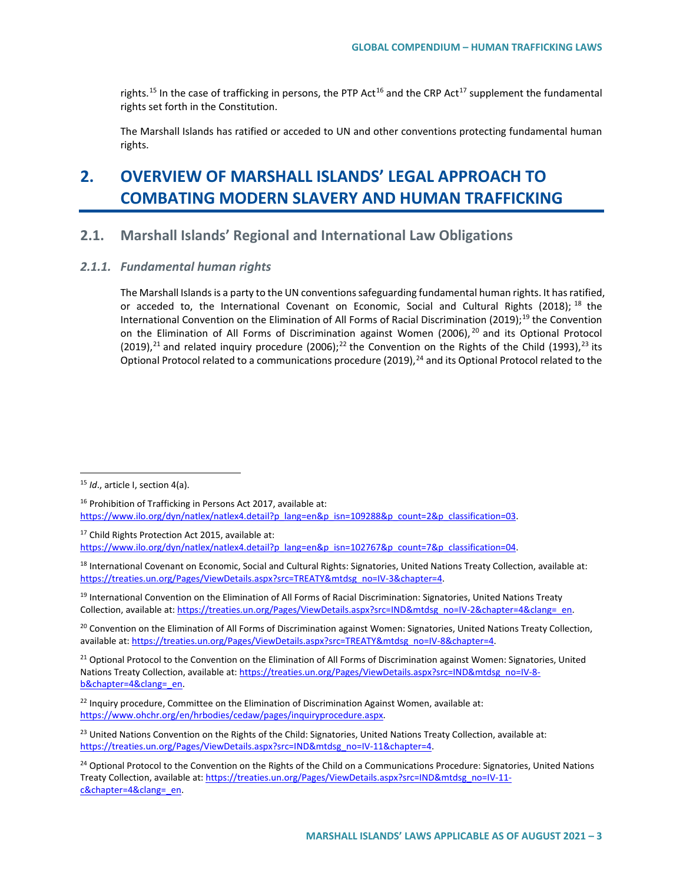rights.[15] In the case of trafficking in persons, the PTP Act[16] and the CRP Act[17] supplement the fundamental rights set forth in the Constitution.

The Marshall Islands has ratified or acceded to UN and other conventions protecting fundamental human rights.

# 2. OVERVIEW OF MARSHALL ISLANDS' LEGAL APPROACH TO COMBATING MODERN SLAVERY AND HUMAN TRAFFICKING

## 2.1. Marshall Islands' Regional and International Law Obligations

### *2.1.1. Fundamental human rights*

The Marshall Islands is a party to the UN conventions safeguarding fundamental human rights. It has ratified, or acceded to, the International Covenant on Economic, Social and Cultural Rights (2018);[18] the International Convention on the Elimination of All Forms of Racial Discrimination (2019);[19] the Convention on the Elimination of All Forms of Discrimination against Women (2006),[20] and its Optional Protocol (2019),[21] and related inquiry procedure (2006);[22] the Convention on the Rights of the Child (1993),[23] its Optional Protocol related to a communications procedure (2019),[24] and its Optional Protocol related to the

---

[15] *Id*., article I, section 4(a).

[16] Prohibition of Trafficking in Persons Act 2017, available at: https://www.ilo.org/dyn/natlex/natlex4.detail?p_lang=en&p_isn=109288&p_count=2&p_classification=03.

[17] Child Rights Protection Act 2015, available at: https://www.ilo.org/dyn/natlex/natlex4.detail?p_lang=en&p_isn=102767&p_count=7&p_classification=04.

[18] International Covenant on Economic, Social and Cultural Rights: Signatories, United Nations Treaty Collection, available at: https://treaties.un.org/Pages/ViewDetails.aspx?src=TREATY&mtdsg_no=IV-3&chapter=4.

[19] International Convention on the Elimination of All Forms of Racial Discrimination: Signatories, United Nations Treaty Collection, available at: https://treaties.un.org/Pages/ViewDetails.aspx?src=IND&mtdsg_no=IV-2&chapter=4&clang=_en.

[20] Convention on the Elimination of All Forms of Discrimination against Women: Signatories, United Nations Treaty Collection, available at: https://treaties.un.org/Pages/ViewDetails.aspx?src=TREATY&mtdsg_no=IV-8&chapter=4.

[21] Optional Protocol to the Convention on the Elimination of All Forms of Discrimination against Women: Signatories, United Nations Treaty Collection, available at: https://treaties.un.org/Pages/ViewDetails.aspx?src=IND&mtdsg_no=IV-8-b&chapter=4&clang=_en.

[22] Inquiry procedure, Committee on the Elimination of Discrimination Against Women, available at: https://www.ohchr.org/en/hrbodies/cedaw/pages/inquiryprocedure.aspx.

[23] United Nations Convention on the Rights of the Child: Signatories, United Nations Treaty Collection, available at: https://treaties.un.org/Pages/ViewDetails.aspx?src=IND&mtdsg_no=IV-11&chapter=4.

[24] Optional Protocol to the Convention on the Rights of the Child on a Communications Procedure: Signatories, United Nations Treaty Collection, available at: https://treaties.un.org/Pages/ViewDetails.aspx?src=IND&mtdsg_no=IV-11-c&chapter=4&clang=_en.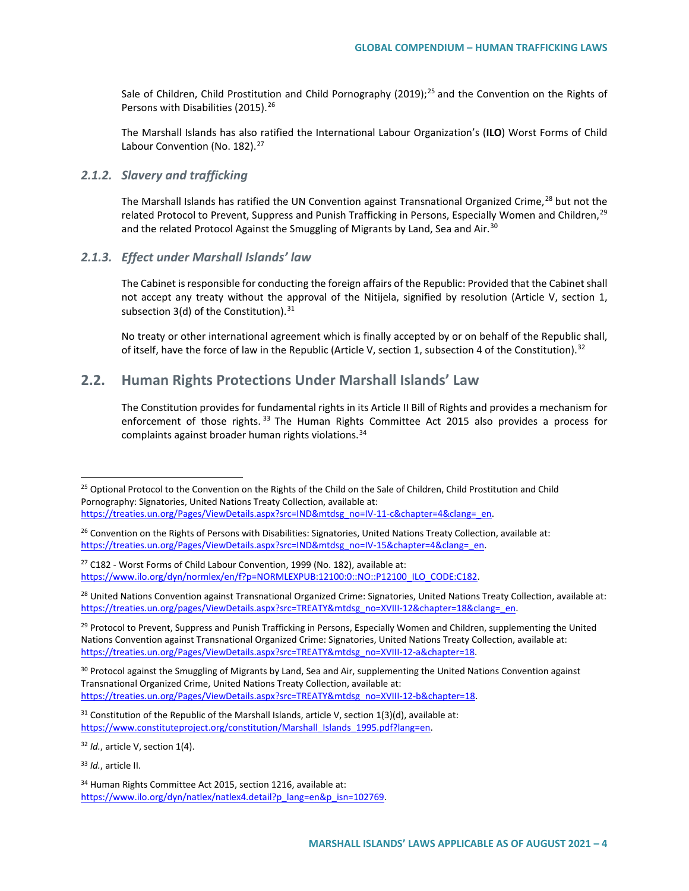Sale of Children, Child Prostitution and Child Pornography (2019);[25] and the Convention on the Rights of Persons with Disabilities (2015).[26]

The Marshall Islands has also ratified the International Labour Organization's (**ILO**) Worst Forms of Child Labour Convention (No. 182).[27]

### *2.1.2. Slavery and trafficking*

The Marshall Islands has ratified the UN Convention against Transnational Organized Crime,[28] but not the related Protocol to Prevent, Suppress and Punish Trafficking in Persons, Especially Women and Children,[29] and the related Protocol Against the Smuggling of Migrants by Land, Sea and Air.[30]

### *2.1.3. Effect under Marshall Islands' law*

The Cabinet is responsible for conducting the foreign affairs of the Republic: Provided that the Cabinet shall not accept any treaty without the approval of the Nitijela, signified by resolution (Article V, section 1, subsection 3(d) of the Constitution).[31]

No treaty or other international agreement which is finally accepted by or on behalf of the Republic shall, of itself, have the force of law in the Republic (Article V, section 1, subsection 4 of the Constitution).[32]

## 2.2. Human Rights Protections Under Marshall Islands' Law

The Constitution provides for fundamental rights in its Article II Bill of Rights and provides a mechanism for enforcement of those rights.[33] The Human Rights Committee Act 2015 also provides a process for complaints against broader human rights violations.[34]

---

[25] Optional Protocol to the Convention on the Rights of the Child on the Sale of Children, Child Prostitution and Child Pornography: Signatories, United Nations Treaty Collection, available at: https://treaties.un.org/Pages/ViewDetails.aspx?src=IND&mtdsg_no=IV-11-c&chapter=4&clang=_en.

[26] Convention on the Rights of Persons with Disabilities: Signatories, United Nations Treaty Collection, available at: https://treaties.un.org/Pages/ViewDetails.aspx?src=IND&mtdsg_no=IV-15&chapter=4&clang=_en.

[27] C182 - Worst Forms of Child Labour Convention, 1999 (No. 182), available at: https://www.ilo.org/dyn/normlex/en/f?p=NORMLEXPUB:12100:0::NO::P12100_ILO_CODE:C182.

[28] United Nations Convention against Transnational Organized Crime: Signatories, United Nations Treaty Collection, available at: https://treaties.un.org/pages/ViewDetails.aspx?src=TREATY&mtdsg_no=XVIII-12&chapter=18&clang=_en.

[29] Protocol to Prevent, Suppress and Punish Trafficking in Persons, Especially Women and Children, supplementing the United Nations Convention against Transnational Organized Crime: Signatories, United Nations Treaty Collection, available at: https://treaties.un.org/Pages/ViewDetails.aspx?src=TREATY&mtdsg_no=XVIII-12-a&chapter=18.

[30] Protocol against the Smuggling of Migrants by Land, Sea and Air, supplementing the United Nations Convention against Transnational Organized Crime, United Nations Treaty Collection, available at: https://treaties.un.org/Pages/ViewDetails.aspx?src=TREATY&mtdsg_no=XVIII-12-b&chapter=18.

[31] Constitution of the Republic of the Marshall Islands, article V, section 1(3)(d), available at: https://www.constituteproject.org/constitution/Marshall_Islands_1995.pdf?lang=en.

[32] *Id.*, article V, section 1(4).

[33] *Id.*, article II.

[34] Human Rights Committee Act 2015, section 1216, available at: https://www.ilo.org/dyn/natlex/natlex4.detail?p_lang=en&p_isn=102769.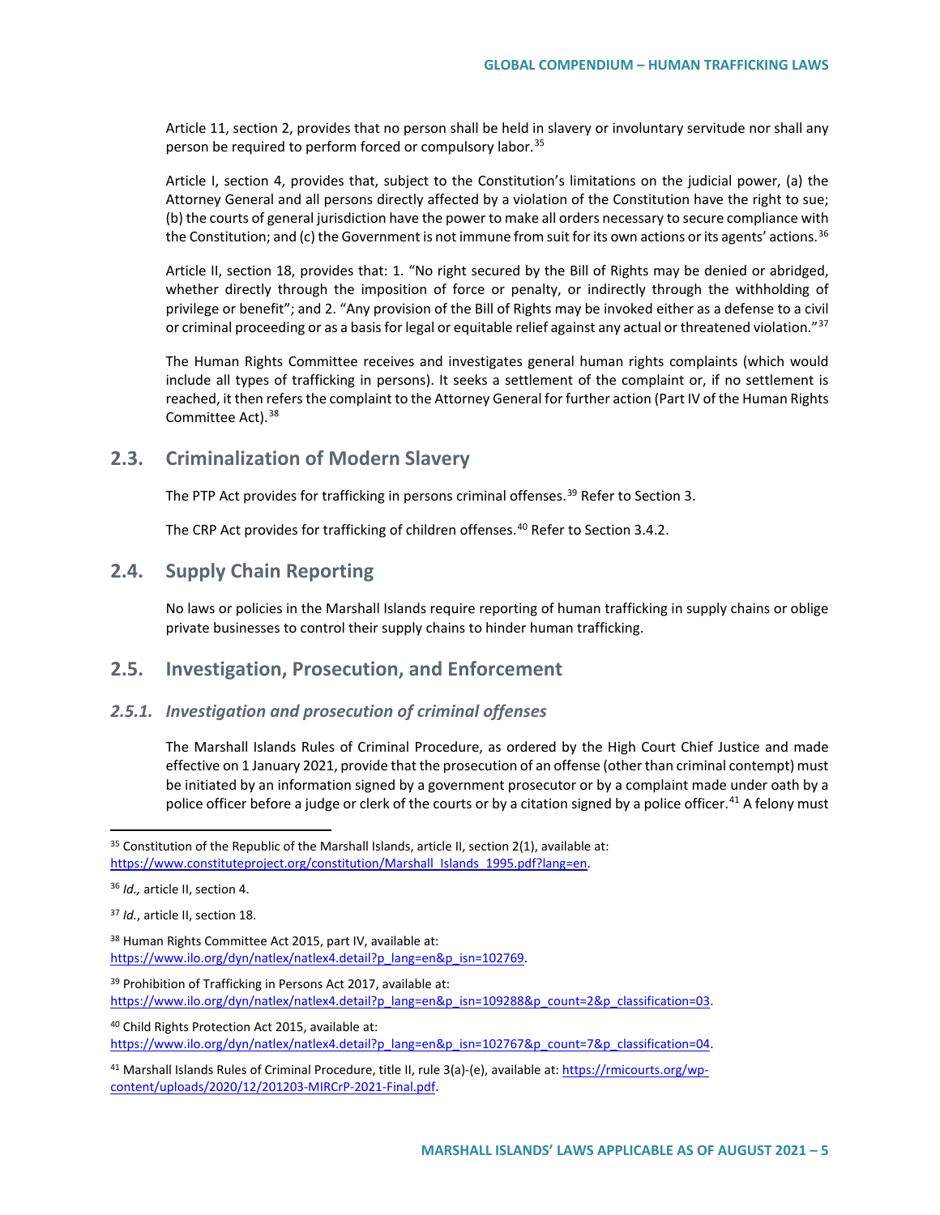Article 11, section 2, provides that no person shall be held in slavery or involuntary servitude nor shall any person be required to perform forced or compulsory labor.[35]

Article I, section 4, provides that, subject to the Constitution's limitations on the judicial power, (a) the Attorney General and all persons directly affected by a violation of the Constitution have the right to sue; (b) the courts of general jurisdiction have the power to make all orders necessary to secure compliance with the Constitution; and (c) the Government is not immune from suit for its own actions or its agents' actions.[36]

Article II, section 18, provides that: 1. "No right secured by the Bill of Rights may be denied or abridged, whether directly through the imposition of force or penalty, or indirectly through the withholding of privilege or benefit"; and 2. "Any provision of the Bill of Rights may be invoked either as a defense to a civil or criminal proceeding or as a basis for legal or equitable relief against any actual or threatened violation."[37]

The Human Rights Committee receives and investigates general human rights complaints (which would include all types of trafficking in persons). It seeks a settlement of the complaint or, if no settlement is reached, it then refers the complaint to the Attorney General for further action (Part IV of the Human Rights Committee Act).[38]

## 2.3. Criminalization of Modern Slavery

The PTP Act provides for trafficking in persons criminal offenses.[39] Refer to Section 3.

The CRP Act provides for trafficking of children offenses.[40] Refer to Section 3.4.2.

## 2.4. Supply Chain Reporting

No laws or policies in the Marshall Islands require reporting of human trafficking in supply chains or oblige private businesses to control their supply chains to hinder human trafficking.

## 2.5. Investigation, Prosecution, and Enforcement

### *2.5.1. Investigation and prosecution of criminal offenses*

The Marshall Islands Rules of Criminal Procedure, as ordered by the High Court Chief Justice and made effective on 1 January 2021, provide that the prosecution of an offense (other than criminal contempt) must be initiated by an information signed by a government prosecutor or by a complaint made under oath by a police officer before a judge or clerk of the courts or by a citation signed by a police officer.[41] A felony must

---

[35] Constitution of the Republic of the Marshall Islands, article II, section 2(1), available at: https://www.constituteproject.org/constitution/Marshall_Islands_1995.pdf?lang=en.

[36] *Id.,* article II, section 4.

[37] *Id.*, article II, section 18.

[38] Human Rights Committee Act 2015, part IV, available at: https://www.ilo.org/dyn/natlex/natlex4.detail?p_lang=en&p_isn=102769.

[39] Prohibition of Trafficking in Persons Act 2017, available at: https://www.ilo.org/dyn/natlex/natlex4.detail?p_lang=en&p_isn=109288&p_count=2&p_classification=03.

[40] Child Rights Protection Act 2015, available at: https://www.ilo.org/dyn/natlex/natlex4.detail?p_lang=en&p_isn=102767&p_count=7&p_classification=04.

[41] Marshall Islands Rules of Criminal Procedure, title II, rule 3(a)-(e), available at: https://rmicourts.org/wp-content/uploads/2020/12/201203-MIRCrP-2021-Final.pdf.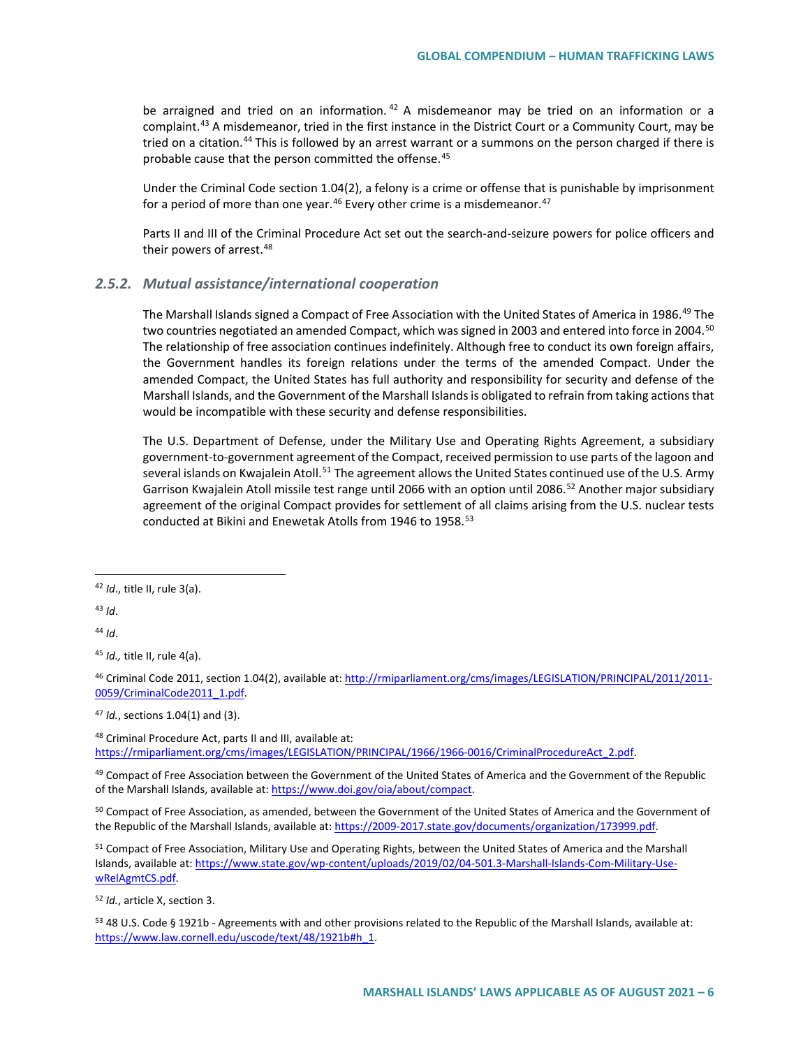be arraigned and tried on an information.[42] A misdemeanor may be tried on an information or a complaint.[43] A misdemeanor, tried in the first instance in the District Court or a Community Court, may be tried on a citation.[44] This is followed by an arrest warrant or a summons on the person charged if there is probable cause that the person committed the offense.[45]

Under the Criminal Code section 1.04(2), a felony is a crime or offense that is punishable by imprisonment for a period of more than one year.[46] Every other crime is a misdemeanor.[47]

Parts II and III of the Criminal Procedure Act set out the search-and-seizure powers for police officers and their powers of arrest.[48]

### *2.5.2. Mutual assistance/international cooperation*

The Marshall Islands signed a Compact of Free Association with the United States of America in 1986.[49] The two countries negotiated an amended Compact, which was signed in 2003 and entered into force in 2004.[50] The relationship of free association continues indefinitely. Although free to conduct its own foreign affairs, the Government handles its foreign relations under the terms of the amended Compact. Under the amended Compact, the United States has full authority and responsibility for security and defense of the Marshall Islands, and the Government of the Marshall Islands is obligated to refrain from taking actions that would be incompatible with these security and defense responsibilities.

The U.S. Department of Defense, under the Military Use and Operating Rights Agreement, a subsidiary government-to-government agreement of the Compact, received permission to use parts of the lagoon and several islands on Kwajalein Atoll.[51] The agreement allows the United States continued use of the U.S. Army Garrison Kwajalein Atoll missile test range until 2066 with an option until 2086.[52] Another major subsidiary agreement of the original Compact provides for settlement of all claims arising from the U.S. nuclear tests conducted at Bikini and Enewetak Atolls from 1946 to 1958.[53]

---

[42] *Id*., title II, rule 3(a).

[43] *Id*.

[44] *Id*.

[45] *Id.,* title II, rule 4(a).

[46] Criminal Code 2011, section 1.04(2), available at: http://rmiparliament.org/cms/images/LEGISLATION/PRINCIPAL/2011/2011-0059/CriminalCode2011_1.pdf.

[47] *Id.*, sections 1.04(1) and (3).

[48] Criminal Procedure Act, parts II and III, available at: https://rmiparliament.org/cms/images/LEGISLATION/PRINCIPAL/1966/1966-0016/CriminalProcedureAct_2.pdf.

[49] Compact of Free Association between the Government of the United States of America and the Government of the Republic of the Marshall Islands, available at: https://www.doi.gov/oia/about/compact.

[50] Compact of Free Association, as amended, between the Government of the United States of America and the Government of the Republic of the Marshall Islands, available at: https://2009-2017.state.gov/documents/organization/173999.pdf.

[51] Compact of Free Association, Military Use and Operating Rights, between the United States of America and the Marshall Islands, available at: https://www.state.gov/wp-content/uploads/2019/02/04-501.3-Marshall-Islands-Com-Military-Use-wRelAgmtCS.pdf.

[52] *Id.*, article X, section 3.

[53] 48 U.S. Code § 1921b - Agreements with and other provisions related to the Republic of the Marshall Islands, available at: https://www.law.cornell.edu/uscode/text/48/1921b#h_1.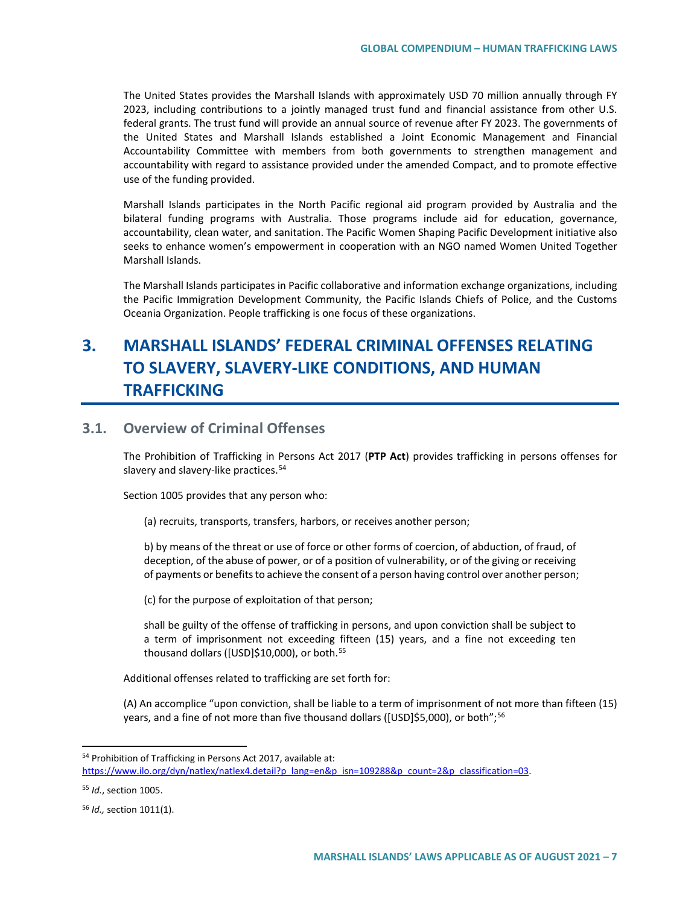The United States provides the Marshall Islands with approximately USD 70 million annually through FY 2023, including contributions to a jointly managed trust fund and financial assistance from other U.S. federal grants. The trust fund will provide an annual source of revenue after FY 2023. The governments of the United States and Marshall Islands established a Joint Economic Management and Financial Accountability Committee with members from both governments to strengthen management and accountability with regard to assistance provided under the amended Compact, and to promote effective use of the funding provided.

Marshall Islands participates in the North Pacific regional aid program provided by Australia and the bilateral funding programs with Australia. Those programs include aid for education, governance, accountability, clean water, and sanitation. The Pacific Women Shaping Pacific Development initiative also seeks to enhance women's empowerment in cooperation with an NGO named Women United Together Marshall Islands.

The Marshall Islands participates in Pacific collaborative and information exchange organizations, including the Pacific Immigration Development Community, the Pacific Islands Chiefs of Police, and the Customs Oceania Organization. People trafficking is one focus of these organizations.

# 3. MARSHALL ISLANDS' FEDERAL CRIMINAL OFFENSES RELATING TO SLAVERY, SLAVERY-LIKE CONDITIONS, AND HUMAN TRAFFICKING

## 3.1. Overview of Criminal Offenses

The Prohibition of Trafficking in Persons Act 2017 (**PTP Act**) provides trafficking in persons offenses for slavery and slavery-like practices.[54]

Section 1005 provides that any person who:

> (a) recruits, transports, transfers, harbors, or receives another person;
>
> b) by means of the threat or use of force or other forms of coercion, of abduction, of fraud, of deception, of the abuse of power, or of a position of vulnerability, or of the giving or receiving of payments or benefits to achieve the consent of a person having control over another person;
>
> (c) for the purpose of exploitation of that person;
>
> shall be guilty of the offense of trafficking in persons, and upon conviction shall be subject to a term of imprisonment not exceeding fifteen (15) years, and a fine not exceeding ten thousand dollars ([USD]$10,000), or both.[55]

Additional offenses related to trafficking are set forth for:

(A) An accomplice "upon conviction, shall be liable to a term of imprisonment of not more than fifteen (15) years, and a fine of not more than five thousand dollars ([USD]$5,000), or both";[56]

---

[54] Prohibition of Trafficking in Persons Act 2017, available at: https://www.ilo.org/dyn/natlex/natlex4.detail?p_lang=en&p_isn=109288&p_count=2&p_classification=03.

[55] *Id.*, section 1005.

[56] *Id.,* section 1011(1).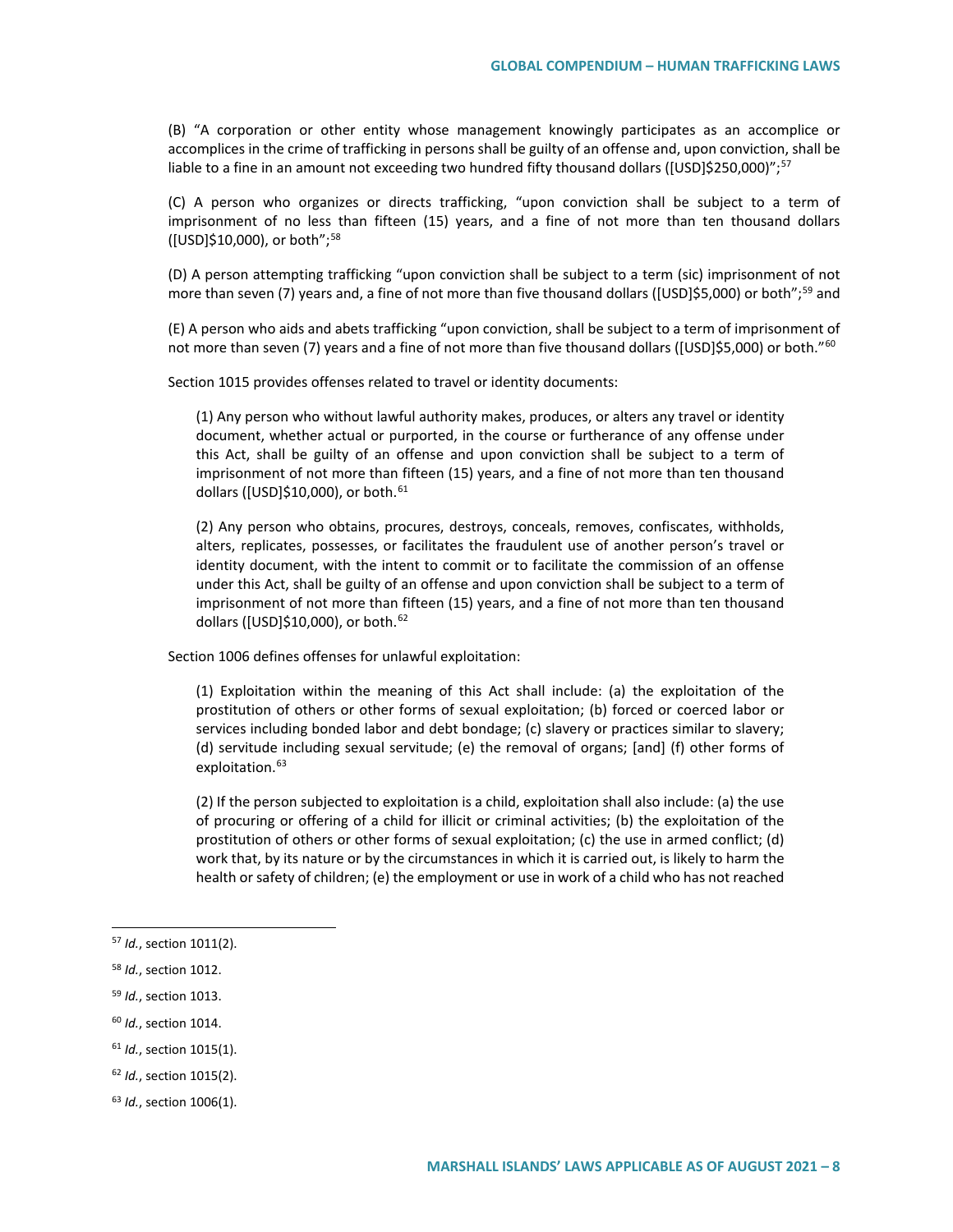(B) "A corporation or other entity whose management knowingly participates as an accomplice or accomplices in the crime of trafficking in persons shall be guilty of an offense and, upon conviction, shall be liable to a fine in an amount not exceeding two hundred fifty thousand dollars ([USD]$250,000)";[57]

(C) A person who organizes or directs trafficking, "upon conviction shall be subject to a term of imprisonment of no less than fifteen (15) years, and a fine of not more than ten thousand dollars ([USD]$10,000), or both";[58]

(D) A person attempting trafficking "upon conviction shall be subject to a term (sic) imprisonment of not more than seven (7) years and, a fine of not more than five thousand dollars ([USD]$5,000) or both";[59] and

(E) A person who aids and abets trafficking "upon conviction, shall be subject to a term of imprisonment of not more than seven (7) years and a fine of not more than five thousand dollars ([USD]$5,000) or both."[60]

Section 1015 provides offenses related to travel or identity documents:

> (1) Any person who without lawful authority makes, produces, or alters any travel or identity document, whether actual or purported, in the course or furtherance of any offense under this Act, shall be guilty of an offense and upon conviction shall be subject to a term of imprisonment of not more than fifteen (15) years, and a fine of not more than ten thousand dollars ([USD]$10,000), or both.[61]
>
> (2) Any person who obtains, procures, destroys, conceals, removes, confiscates, withholds, alters, replicates, possesses, or facilitates the fraudulent use of another person's travel or identity document, with the intent to commit or to facilitate the commission of an offense under this Act, shall be guilty of an offense and upon conviction shall be subject to a term of imprisonment of not more than fifteen (15) years, and a fine of not more than ten thousand dollars ([USD]$10,000), or both.[62]

Section 1006 defines offenses for unlawful exploitation:

> (1) Exploitation within the meaning of this Act shall include: (a) the exploitation of the prostitution of others or other forms of sexual exploitation; (b) forced or coerced labor or services including bonded labor and debt bondage; (c) slavery or practices similar to slavery; (d) servitude including sexual servitude; (e) the removal of organs; [and] (f) other forms of exploitation.[63]
>
> (2) If the person subjected to exploitation is a child, exploitation shall also include: (a) the use of procuring or offering of a child for illicit or criminal activities; (b) the exploitation of the prostitution of others or other forms of sexual exploitation; (c) the use in armed conflict; (d) work that, by its nature or by the circumstances in which it is carried out, is likely to harm the health or safety of children; (e) the employment or use in work of a child who has not reached

---

[57] *Id.*, section 1011(2).

[58] *Id.*, section 1012.

[59] *Id.*, section 1013.

[60] *Id.*, section 1014.

[61] *Id.*, section 1015(1).

[62] *Id.*, section 1015(2).

[63] *Id.*, section 1006(1).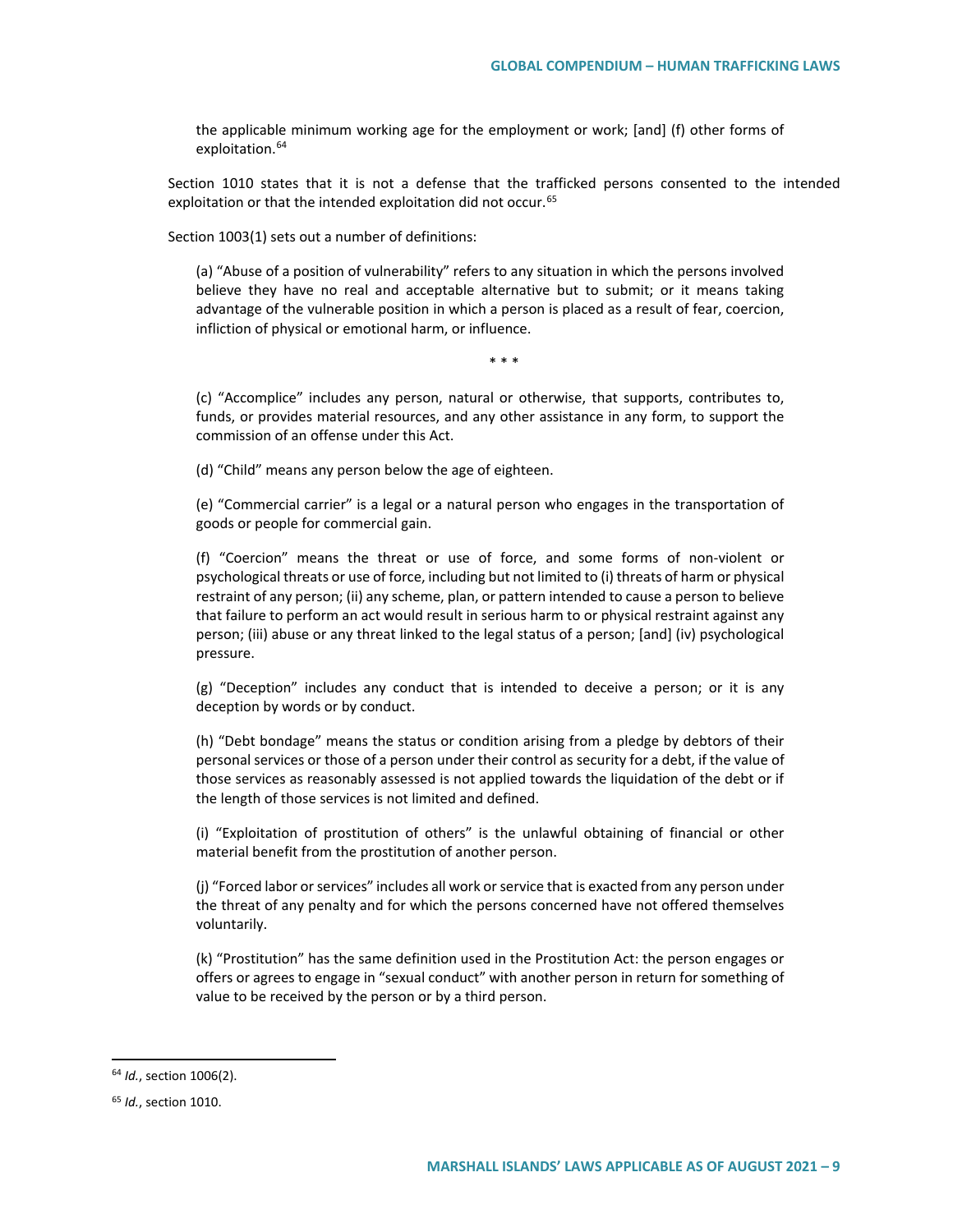> the applicable minimum working age for the employment or work; [and] (f) other forms of exploitation.[64]

Section 1010 states that it is not a defense that the trafficked persons consented to the intended exploitation or that the intended exploitation did not occur.[65]

Section 1003(1) sets out a number of definitions:

> (a) "Abuse of a position of vulnerability" refers to any situation in which the persons involved believe they have no real and acceptable alternative but to submit; or it means taking advantage of the vulnerable position in which a person is placed as a result of fear, coercion, infliction of physical or emotional harm, or influence.
>
> \* \* \*
>
> (c) "Accomplice" includes any person, natural or otherwise, that supports, contributes to, funds, or provides material resources, and any other assistance in any form, to support the commission of an offense under this Act.
>
> (d) "Child" means any person below the age of eighteen.
>
> (e) "Commercial carrier" is a legal or a natural person who engages in the transportation of goods or people for commercial gain.
>
> (f) "Coercion" means the threat or use of force, and some forms of non-violent or psychological threats or use of force, including but not limited to (i) threats of harm or physical restraint of any person; (ii) any scheme, plan, or pattern intended to cause a person to believe that failure to perform an act would result in serious harm to or physical restraint against any person; (iii) abuse or any threat linked to the legal status of a person; [and] (iv) psychological pressure.
>
> (g) "Deception" includes any conduct that is intended to deceive a person; or it is any deception by words or by conduct.
>
> (h) "Debt bondage" means the status or condition arising from a pledge by debtors of their personal services or those of a person under their control as security for a debt, if the value of those services as reasonably assessed is not applied towards the liquidation of the debt or if the length of those services is not limited and defined.
>
> (i) "Exploitation of prostitution of others" is the unlawful obtaining of financial or other material benefit from the prostitution of another person.
>
> (j) "Forced labor or services" includes all work or service that is exacted from any person under the threat of any penalty and for which the persons concerned have not offered themselves voluntarily.
>
> (k) "Prostitution" has the same definition used in the Prostitution Act: the person engages or offers or agrees to engage in "sexual conduct" with another person in return for something of value to be received by the person or by a third person.

---

[64] *Id.*, section 1006(2).

[65] *Id.*, section 1010.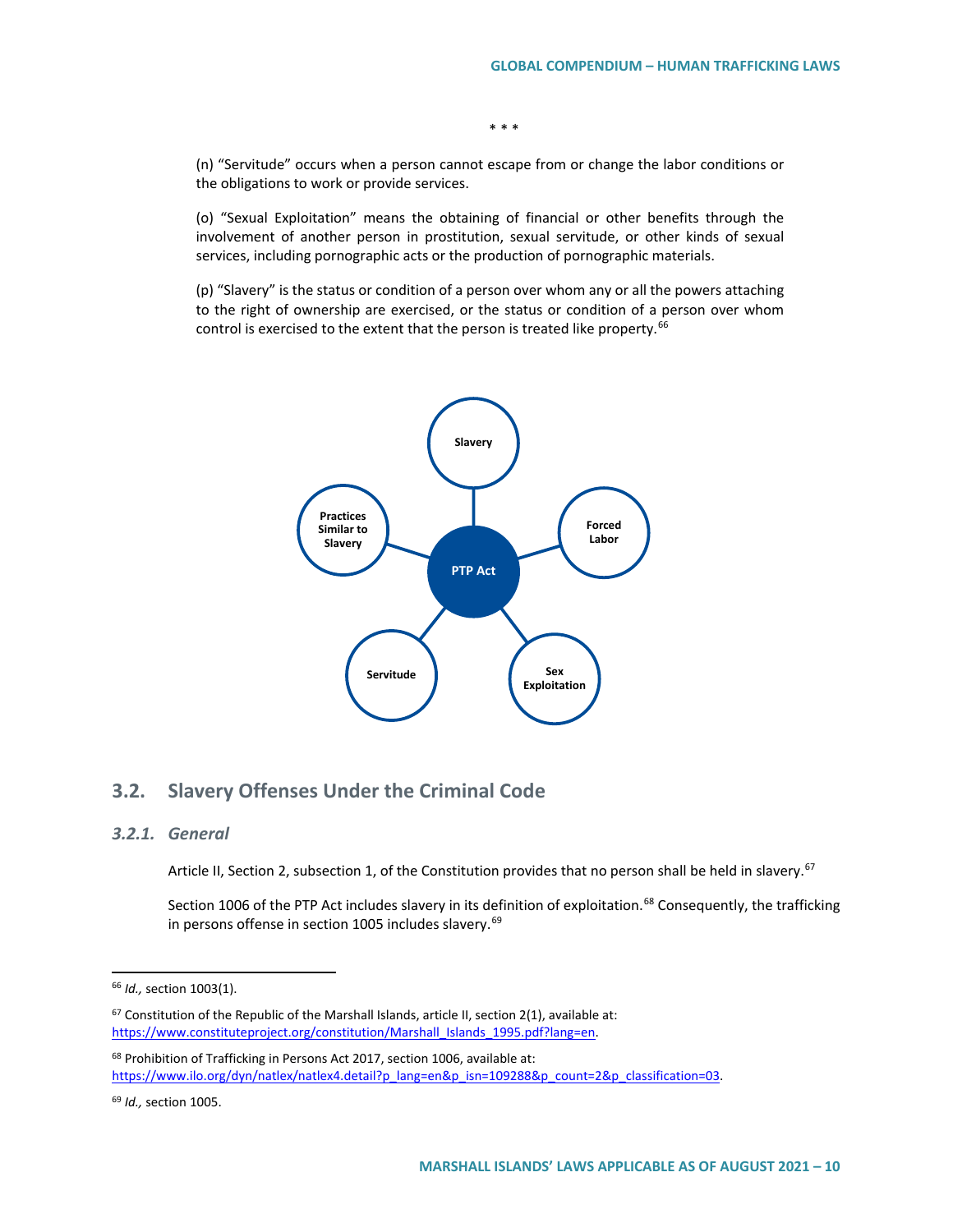\* \* \*

(n) “Servitude” occurs when a person cannot escape from or change the labor conditions or the obligations to work or provide services.

(o) “Sexual Exploitation” means the obtaining of financial or other benefits through the involvement of another person in prostitution, sexual servitude, or other kinds of sexual services, including pornographic acts or the production of pornographic materials.

(p) “Slavery” is the status or condition of a person over whom any or all the powers attaching to the right of ownership are exercised, or the status or condition of a person over whom control is exercised to the extent that the person is treated like property.[66]

## 3.2. Slavery Offenses Under the Criminal Code

### *3.2.1. General*

Article II, Section 2, subsection 1, of the Constitution provides that no person shall be held in slavery.[67]

Section 1006 of the PTP Act includes slavery in its definition of exploitation.[68] Consequently, the trafficking in persons offense in section 1005 includes slavery.[69]

---

[66] *Id.,* section 1003(1).

[67] Constitution of the Republic of the Marshall Islands, article II, section 2(1), available at: https://www.constituteproject.org/constitution/Marshall_Islands_1995.pdf?lang=en.

[68] Prohibition of Trafficking in Persons Act 2017, section 1006, available at: https://www.ilo.org/dyn/natlex/natlex4.detail?p_lang=en&p_isn=109288&p_count=2&p_classification=03.

[69] *Id.,* section 1005.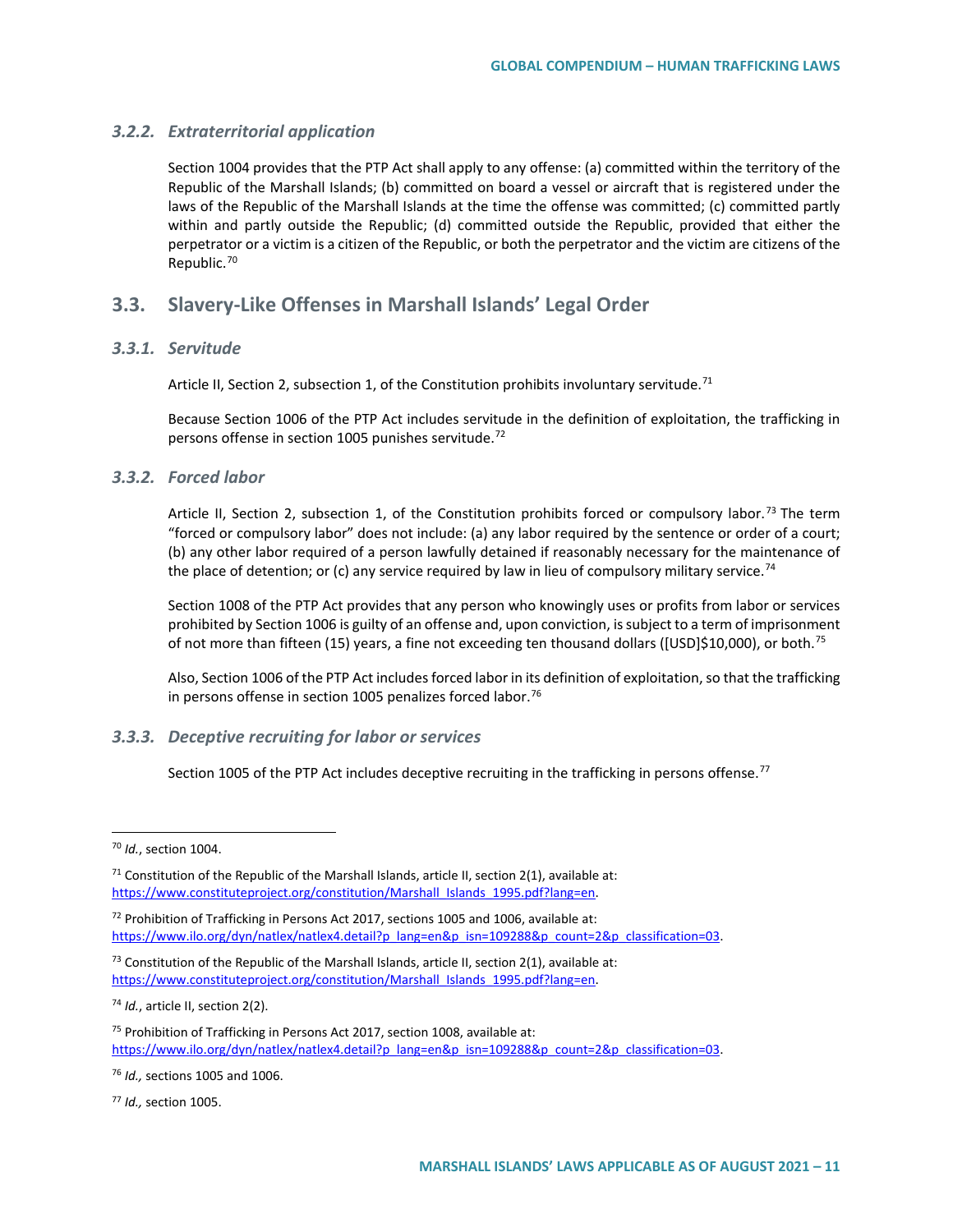### 3.2.2. Extraterritorial application

Section 1004 provides that the PTP Act shall apply to any offense: (a) committed within the territory of the Republic of the Marshall Islands; (b) committed on board a vessel or aircraft that is registered under the laws of the Republic of the Marshall Islands at the time the offense was committed; (c) committed partly within and partly outside the Republic; (d) committed outside the Republic, provided that either the perpetrator or a victim is a citizen of the Republic, or both the perpetrator and the victim are citizens of the Republic.[70]

## 3.3. Slavery-Like Offenses in Marshall Islands' Legal Order

### 3.3.1. Servitude

Article II, Section 2, subsection 1, of the Constitution prohibits involuntary servitude.[71]

Because Section 1006 of the PTP Act includes servitude in the definition of exploitation, the trafficking in persons offense in section 1005 punishes servitude.[72]

### 3.3.2. Forced labor

Article II, Section 2, subsection 1, of the Constitution prohibits forced or compulsory labor.[73] The term "forced or compulsory labor" does not include: (a) any labor required by the sentence or order of a court; (b) any other labor required of a person lawfully detained if reasonably necessary for the maintenance of the place of detention; or (c) any service required by law in lieu of compulsory military service.[74]

Section 1008 of the PTP Act provides that any person who knowingly uses or profits from labor or services prohibited by Section 1006 is guilty of an offense and, upon conviction, is subject to a term of imprisonment of not more than fifteen (15) years, a fine not exceeding ten thousand dollars ([USD]$10,000), or both.[75]

Also, Section 1006 of the PTP Act includes forced labor in its definition of exploitation, so that the trafficking in persons offense in section 1005 penalizes forced labor.[76]

### 3.3.3. Deceptive recruiting for labor or services

Section 1005 of the PTP Act includes deceptive recruiting in the trafficking in persons offense.[77]

---

[70] *Id.*, section 1004.

[71] Constitution of the Republic of the Marshall Islands, article II, section 2(1), available at: https://www.constituteproject.org/constitution/Marshall_Islands_1995.pdf?lang=en.

[72] Prohibition of Trafficking in Persons Act 2017, sections 1005 and 1006, available at: https://www.ilo.org/dyn/natlex/natlex4.detail?p_lang=en&p_isn=109288&p_count=2&p_classification=03.

[73] Constitution of the Republic of the Marshall Islands, article II, section 2(1), available at: https://www.constituteproject.org/constitution/Marshall_Islands_1995.pdf?lang=en.

[74] *Id.*, article II, section 2(2).

[75] Prohibition of Trafficking in Persons Act 2017, section 1008, available at: https://www.ilo.org/dyn/natlex/natlex4.detail?p_lang=en&p_isn=109288&p_count=2&p_classification=03.

[76] *Id.,* sections 1005 and 1006.

[77] *Id.,* section 1005.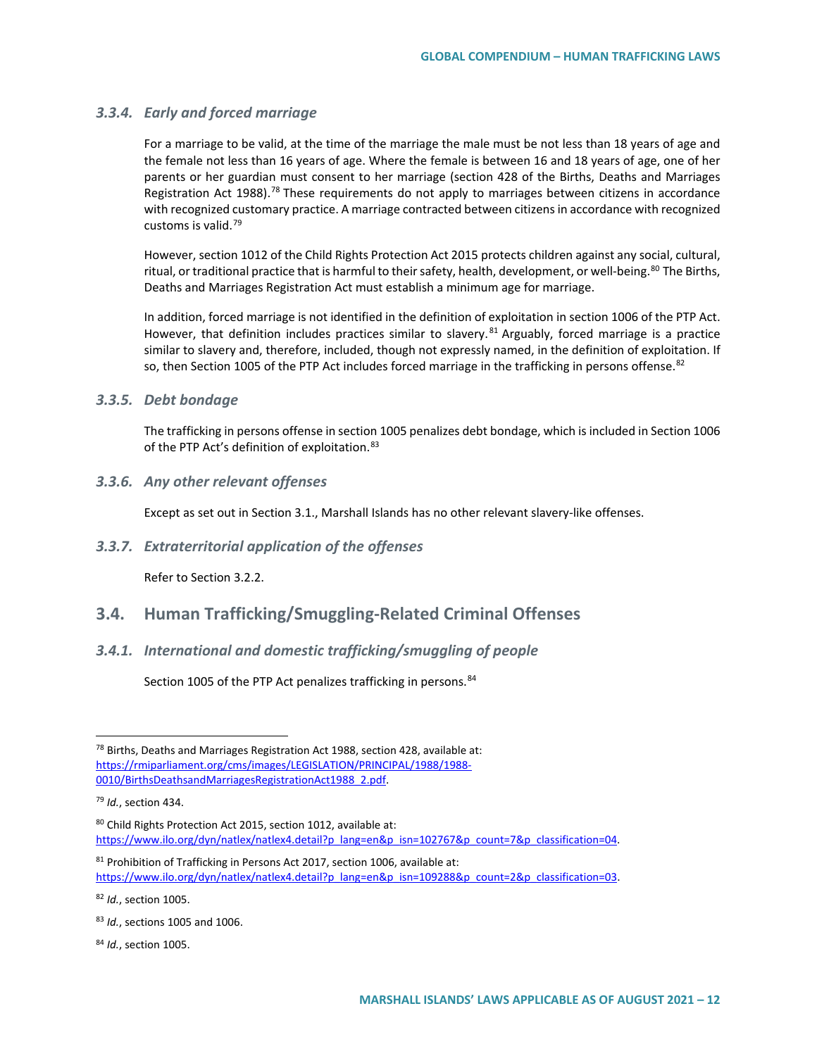### 3.3.4. *Early and forced marriage*

For a marriage to be valid, at the time of the marriage the male must be not less than 18 years of age and the female not less than 16 years of age. Where the female is between 16 and 18 years of age, one of her parents or her guardian must consent to her marriage (section 428 of the Births, Deaths and Marriages Registration Act 1988).[78] These requirements do not apply to marriages between citizens in accordance with recognized customary practice. A marriage contracted between citizens in accordance with recognized customs is valid.[79]

However, section 1012 of the Child Rights Protection Act 2015 protects children against any social, cultural, ritual, or traditional practice that is harmful to their safety, health, development, or well-being.[80] The Births, Deaths and Marriages Registration Act must establish a minimum age for marriage.

In addition, forced marriage is not identified in the definition of exploitation in section 1006 of the PTP Act. However, that definition includes practices similar to slavery.[81] Arguably, forced marriage is a practice similar to slavery and, therefore, included, though not expressly named, in the definition of exploitation. If so, then Section 1005 of the PTP Act includes forced marriage in the trafficking in persons offense.[82]

### 3.3.5. *Debt bondage*

The trafficking in persons offense in section 1005 penalizes debt bondage, which is included in Section 1006 of the PTP Act's definition of exploitation.[83]

### 3.3.6. *Any other relevant offenses*

Except as set out in Section 3.1., Marshall Islands has no other relevant slavery-like offenses.

### 3.3.7. *Extraterritorial application of the offenses*

Refer to Section 3.2.2.

## 3.4. Human Trafficking/Smuggling-Related Criminal Offenses

### 3.4.1. *International and domestic trafficking/smuggling of people*

Section 1005 of the PTP Act penalizes trafficking in persons.[84]

---

[78] Births, Deaths and Marriages Registration Act 1988, section 428, available at: https://rmiparliament.org/cms/images/LEGISLATION/PRINCIPAL/1988/1988-0010/BirthsDeathsandMarriagesRegistrationAct1988_2.pdf.

[79] *Id.*, section 434.

[80] Child Rights Protection Act 2015, section 1012, available at: https://www.ilo.org/dyn/natlex/natlex4.detail?p_lang=en&p_isn=102767&p_count=7&p_classification=04.

[81] Prohibition of Trafficking in Persons Act 2017, section 1006, available at: https://www.ilo.org/dyn/natlex/natlex4.detail?p_lang=en&p_isn=109288&p_count=2&p_classification=03.

[82] *Id.*, section 1005.

[83] *Id.*, sections 1005 and 1006.

[84] *Id.*, section 1005.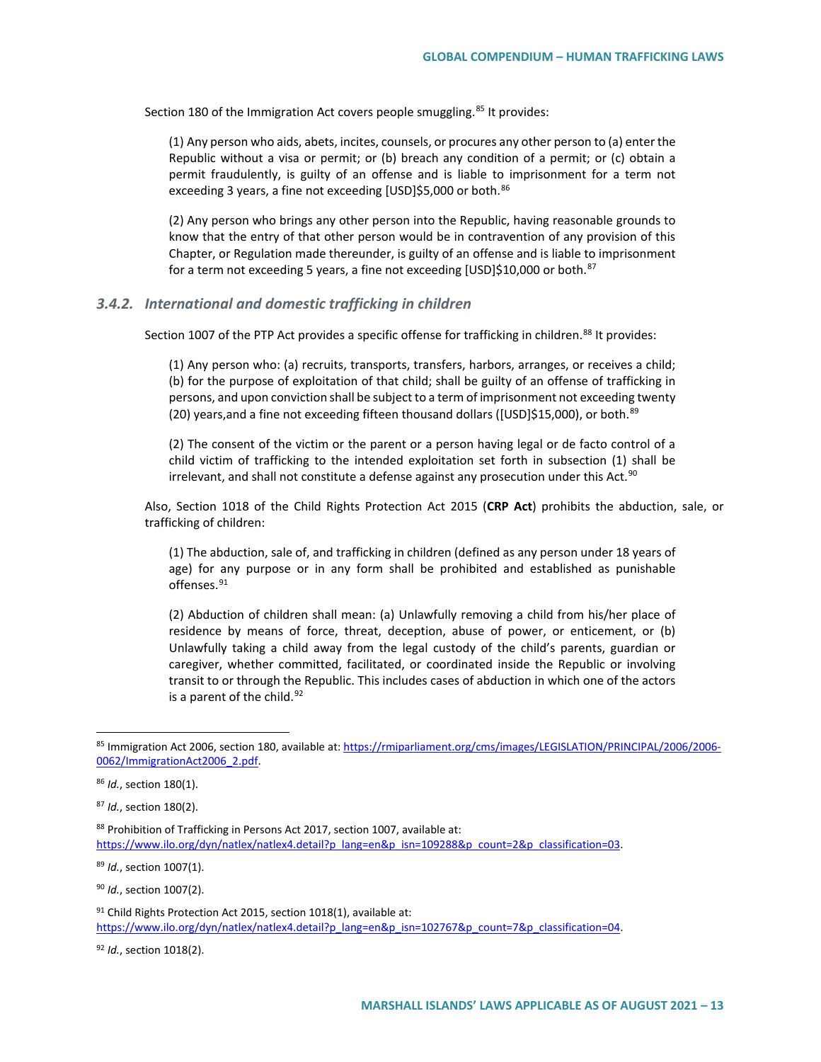Section 180 of the Immigration Act covers people smuggling.[85] It provides:

> (1) Any person who aids, abets, incites, counsels, or procures any other person to (a) enter the Republic without a visa or permit; or (b) breach any condition of a permit; or (c) obtain a permit fraudulently, is guilty of an offense and is liable to imprisonment for a term not exceeding 3 years, a fine not exceeding [USD]$5,000 or both.[86]
>
> (2) Any person who brings any other person into the Republic, having reasonable grounds to know that the entry of that other person would be in contravention of any provision of this Chapter, or Regulation made thereunder, is guilty of an offense and is liable to imprisonment for a term not exceeding 5 years, a fine not exceeding [USD]$10,000 or both.[87]

### *3.4.2. International and domestic trafficking in children*

Section 1007 of the PTP Act provides a specific offense for trafficking in children.[88] It provides:

> (1) Any person who: (a) recruits, transports, transfers, harbors, arranges, or receives a child; (b) for the purpose of exploitation of that child; shall be guilty of an offense of trafficking in persons, and upon conviction shall be subject to a term of imprisonment not exceeding twenty (20) years,and a fine not exceeding fifteen thousand dollars ([USD]$15,000), or both.[89]
>
> (2) The consent of the victim or the parent or a person having legal or de facto control of a child victim of trafficking to the intended exploitation set forth in subsection (1) shall be irrelevant, and shall not constitute a defense against any prosecution under this Act.[90]

Also, Section 1018 of the Child Rights Protection Act 2015 (**CRP Act**) prohibits the abduction, sale, or trafficking of children:

> (1) The abduction, sale of, and trafficking in children (defined as any person under 18 years of age) for any purpose or in any form shall be prohibited and established as punishable offenses.[91]
>
> (2) Abduction of children shall mean: (a) Unlawfully removing a child from his/her place of residence by means of force, threat, deception, abuse of power, or enticement, or (b) Unlawfully taking a child away from the legal custody of the child's parents, guardian or caregiver, whether committed, facilitated, or coordinated inside the Republic or involving transit to or through the Republic. This includes cases of abduction in which one of the actors is a parent of the child.[92]

---

[85] Immigration Act 2006, section 180, available at: https://rmiparliament.org/cms/images/LEGISLATION/PRINCIPAL/2006/2006-0062/ImmigrationAct2006_2.pdf.

[86] *Id.*, section 180(1).

[87] *Id.*, section 180(2).

[88] Prohibition of Trafficking in Persons Act 2017, section 1007, available at: https://www.ilo.org/dyn/natlex/natlex4.detail?p_lang=en&p_isn=109288&p_count=2&p_classification=03.

[89] *Id.*, section 1007(1).

[90] *Id.*, section 1007(2).

[91] Child Rights Protection Act 2015, section 1018(1), available at: https://www.ilo.org/dyn/natlex/natlex4.detail?p_lang=en&p_isn=102767&p_count=7&p_classification=04.

[92] *Id.*, section 1018(2).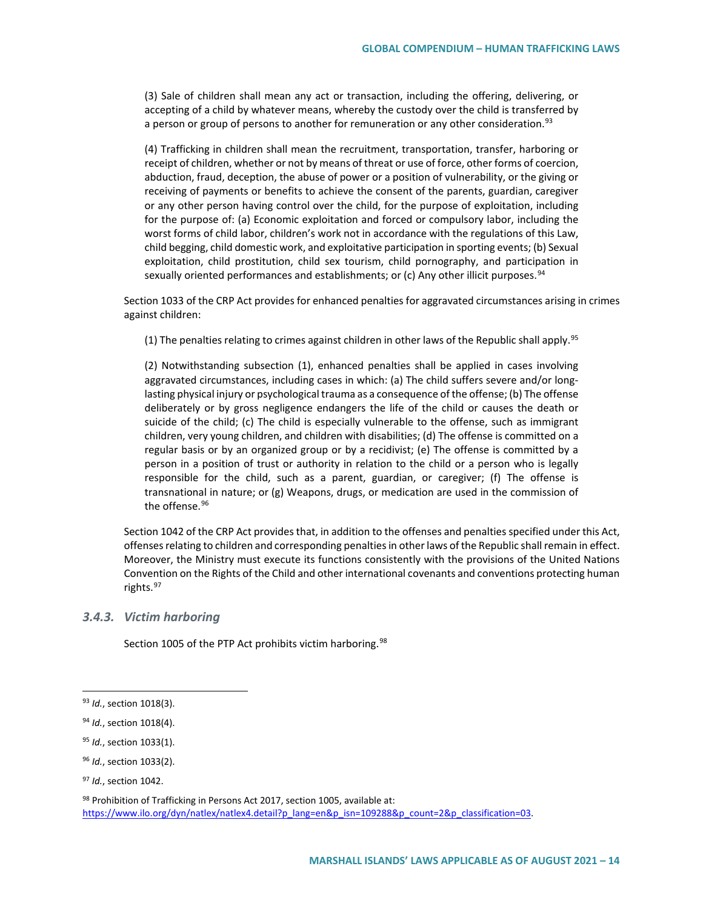(3) Sale of children shall mean any act or transaction, including the offering, delivering, or accepting of a child by whatever means, whereby the custody over the child is transferred by a person or group of persons to another for remuneration or any other consideration.[93]

(4) Trafficking in children shall mean the recruitment, transportation, transfer, harboring or receipt of children, whether or not by means of threat or use of force, other forms of coercion, abduction, fraud, deception, the abuse of power or a position of vulnerability, or the giving or receiving of payments or benefits to achieve the consent of the parents, guardian, caregiver or any other person having control over the child, for the purpose of exploitation, including for the purpose of: (a) Economic exploitation and forced or compulsory labor, including the worst forms of child labor, children's work not in accordance with the regulations of this Law, child begging, child domestic work, and exploitative participation in sporting events; (b) Sexual exploitation, child prostitution, child sex tourism, child pornography, and participation in sexually oriented performances and establishments; or (c) Any other illicit purposes.[94]

Section 1033 of the CRP Act provides for enhanced penalties for aggravated circumstances arising in crimes against children:

(1) The penalties relating to crimes against children in other laws of the Republic shall apply.[95]

(2) Notwithstanding subsection (1), enhanced penalties shall be applied in cases involving aggravated circumstances, including cases in which: (a) The child suffers severe and/or long-lasting physical injury or psychological trauma as a consequence of the offense; (b) The offense deliberately or by gross negligence endangers the life of the child or causes the death or suicide of the child; (c) The child is especially vulnerable to the offense, such as immigrant children, very young children, and children with disabilities; (d) The offense is committed on a regular basis or by an organized group or by a recidivist; (e) The offense is committed by a person in a position of trust or authority in relation to the child or a person who is legally responsible for the child, such as a parent, guardian, or caregiver; (f) The offense is transnational in nature; or (g) Weapons, drugs, or medication are used in the commission of the offense.[96]

Section 1042 of the CRP Act provides that, in addition to the offenses and penalties specified under this Act, offenses relating to children and corresponding penalties in other laws of the Republic shall remain in effect. Moreover, the Ministry must execute its functions consistently with the provisions of the United Nations Convention on the Rights of the Child and other international covenants and conventions protecting human rights.[97]

### *3.4.3. Victim harboring*

Section 1005 of the PTP Act prohibits victim harboring.[98]

---

[93] *Id.*, section 1018(3).

[94] *Id.*, section 1018(4).

[95] *Id.*, section 1033(1).

[96] *Id.*, section 1033(2).

[97] *Id.*, section 1042.

[98] Prohibition of Trafficking in Persons Act 2017, section 1005, available at: https://www.ilo.org/dyn/natlex/natlex4.detail?p_lang=en&p_isn=109288&p_count=2&p_classification=03.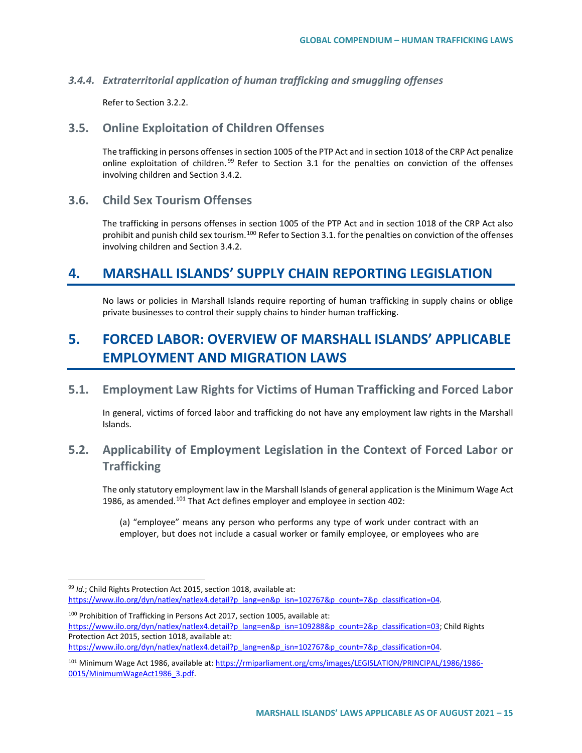#### 3.4.4. *Extraterritorial application of human trafficking and smuggling offenses*

Refer to Section 3.2.2.

### 3.5. Online Exploitation of Children Offenses

The trafficking in persons offenses in section 1005 of the PTP Act and in section 1018 of the CRP Act penalize online exploitation of children.[99] Refer to Section 3.1 for the penalties on conviction of the offenses involving children and Section 3.4.2.

### 3.6. Child Sex Tourism Offenses

The trafficking in persons offenses in section 1005 of the PTP Act and in section 1018 of the CRP Act also prohibit and punish child sex tourism.[100] Refer to Section 3.1. for the penalties on conviction of the offenses involving children and Section 3.4.2.

## 4. MARSHALL ISLANDS' SUPPLY CHAIN REPORTING LEGISLATION

No laws or policies in Marshall Islands require reporting of human trafficking in supply chains or oblige private businesses to control their supply chains to hinder human trafficking.

## 5. FORCED LABOR: OVERVIEW OF MARSHALL ISLANDS' APPLICABLE EMPLOYMENT AND MIGRATION LAWS

### 5.1. Employment Law Rights for Victims of Human Trafficking and Forced Labor

In general, victims of forced labor and trafficking do not have any employment law rights in the Marshall Islands.

### 5.2. Applicability of Employment Legislation in the Context of Forced Labor or Trafficking

The only statutory employment law in the Marshall Islands of general application is the Minimum Wage Act 1986, as amended.[101] That Act defines employer and employee in section 402:

> (a) "employee" means any person who performs any type of work under contract with an employer, but does not include a casual worker or family employee, or employees who are

---

[99] *Id.*; Child Rights Protection Act 2015, section 1018, available at: https://www.ilo.org/dyn/natlex/natlex4.detail?p_lang=en&p_isn=102767&p_count=7&p_classification=04.

[100] Prohibition of Trafficking in Persons Act 2017, section 1005, available at: https://www.ilo.org/dyn/natlex/natlex4.detail?p_lang=en&p_isn=109288&p_count=2&p_classification=03; Child Rights Protection Act 2015, section 1018, available at: https://www.ilo.org/dyn/natlex/natlex4.detail?p_lang=en&p_isn=102767&p_count=7&p_classification=04.

[101] Minimum Wage Act 1986, available at: https://rmiparliament.org/cms/images/LEGISLATION/PRINCIPAL/1986/1986-0015/MinimumWageAct1986_3.pdf.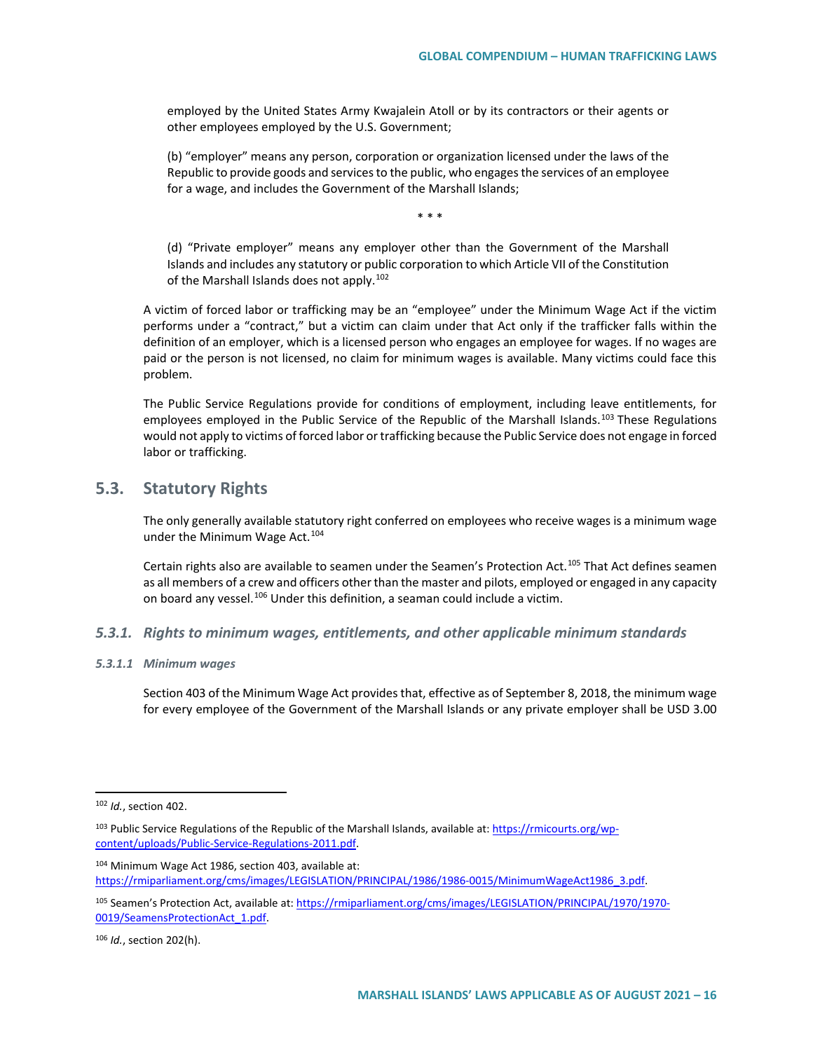employed by the United States Army Kwajalein Atoll or by its contractors or their agents or other employees employed by the U.S. Government;

(b) "employer" means any person, corporation or organization licensed under the laws of the Republic to provide goods and services to the public, who engages the services of an employee for a wage, and includes the Government of the Marshall Islands;

\* \* \*

(d) "Private employer" means any employer other than the Government of the Marshall Islands and includes any statutory or public corporation to which Article VII of the Constitution of the Marshall Islands does not apply.[102]

A victim of forced labor or trafficking may be an "employee" under the Minimum Wage Act if the victim performs under a "contract," but a victim can claim under that Act only if the trafficker falls within the definition of an employer, which is a licensed person who engages an employee for wages. If no wages are paid or the person is not licensed, no claim for minimum wages is available. Many victims could face this problem.

The Public Service Regulations provide for conditions of employment, including leave entitlements, for employees employed in the Public Service of the Republic of the Marshall Islands.[103] These Regulations would not apply to victims of forced labor or trafficking because the Public Service does not engage in forced labor or trafficking.

## 5.3. Statutory Rights

The only generally available statutory right conferred on employees who receive wages is a minimum wage under the Minimum Wage Act.[104]

Certain rights also are available to seamen under the Seamen's Protection Act.[105] That Act defines seamen as all members of a crew and officers other than the master and pilots, employed or engaged in any capacity on board any vessel.[106] Under this definition, a seaman could include a victim.

### *5.3.1. Rights to minimum wages, entitlements, and other applicable minimum standards*

#### *5.3.1.1 Minimum wages*

Section 403 of the Minimum Wage Act provides that, effective as of September 8, 2018, the minimum wage for every employee of the Government of the Marshall Islands or any private employer shall be USD 3.00

---

[102] *Id.*, section 402.

[103] Public Service Regulations of the Republic of the Marshall Islands, available at: https://rmicourts.org/wp-content/uploads/Public-Service-Regulations-2011.pdf.

[104] Minimum Wage Act 1986, section 403, available at: https://rmiparliament.org/cms/images/LEGISLATION/PRINCIPAL/1986/1986-0015/MinimumWageAct1986_3.pdf.

[105] Seamen's Protection Act, available at: https://rmiparliament.org/cms/images/LEGISLATION/PRINCIPAL/1970/1970-0019/SeamensProtectionAct_1.pdf.

[106] *Id.*, section 202(h).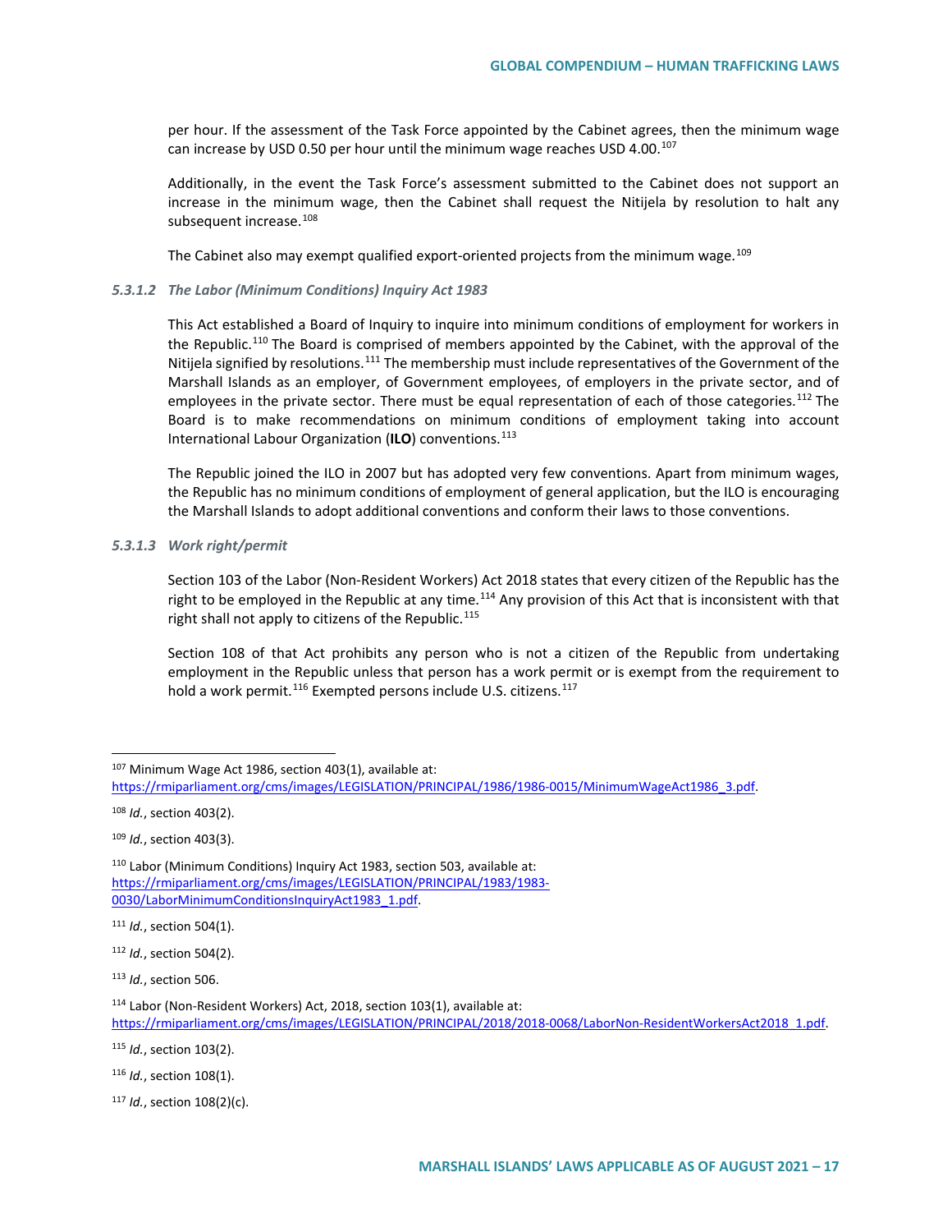per hour. If the assessment of the Task Force appointed by the Cabinet agrees, then the minimum wage can increase by USD 0.50 per hour until the minimum wage reaches USD 4.00.[107]

Additionally, in the event the Task Force's assessment submitted to the Cabinet does not support an increase in the minimum wage, then the Cabinet shall request the Nitijela by resolution to halt any subsequent increase.[108]

The Cabinet also may exempt qualified export-oriented projects from the minimum wage.[109]

#### *5.3.1.2 The Labor (Minimum Conditions) Inquiry Act 1983*

This Act established a Board of Inquiry to inquire into minimum conditions of employment for workers in the Republic.[110] The Board is comprised of members appointed by the Cabinet, with the approval of the Nitijela signified by resolutions.[111] The membership must include representatives of the Government of the Marshall Islands as an employer, of Government employees, of employers in the private sector, and of employees in the private sector. There must be equal representation of each of those categories.[112] The Board is to make recommendations on minimum conditions of employment taking into account International Labour Organization (**ILO**) conventions.[113]

The Republic joined the ILO in 2007 but has adopted very few conventions. Apart from minimum wages, the Republic has no minimum conditions of employment of general application, but the ILO is encouraging the Marshall Islands to adopt additional conventions and conform their laws to those conventions.

#### *5.3.1.3 Work right/permit*

Section 103 of the Labor (Non-Resident Workers) Act 2018 states that every citizen of the Republic has the right to be employed in the Republic at any time.[114] Any provision of this Act that is inconsistent with that right shall not apply to citizens of the Republic.[115]

Section 108 of that Act prohibits any person who is not a citizen of the Republic from undertaking employment in the Republic unless that person has a work permit or is exempt from the requirement to hold a work permit.[116] Exempted persons include U.S. citizens.[117]

---

[107] Minimum Wage Act 1986, section 403(1), available at: https://rmiparliament.org/cms/images/LEGISLATION/PRINCIPAL/1986/1986-0015/MinimumWageAct1986_3.pdf.

[108] *Id.*, section 403(2).

[109] *Id.*, section 403(3).

[110] Labor (Minimum Conditions) Inquiry Act 1983, section 503, available at: https://rmiparliament.org/cms/images/LEGISLATION/PRINCIPAL/1983/1983-0030/LaborMinimumConditionsInquiryAct1983_1.pdf.

[111] *Id.*, section 504(1).

[112] *Id.*, section 504(2).

[113] *Id.*, section 506.

[114] Labor (Non-Resident Workers) Act, 2018, section 103(1), available at: https://rmiparliament.org/cms/images/LEGISLATION/PRINCIPAL/2018/2018-0068/LaborNon-ResidentWorkersAct2018_1.pdf.

[115] *Id.*, section 103(2).

[116] *Id.*, section 108(1).

[117] *Id.*, section 108(2)(c).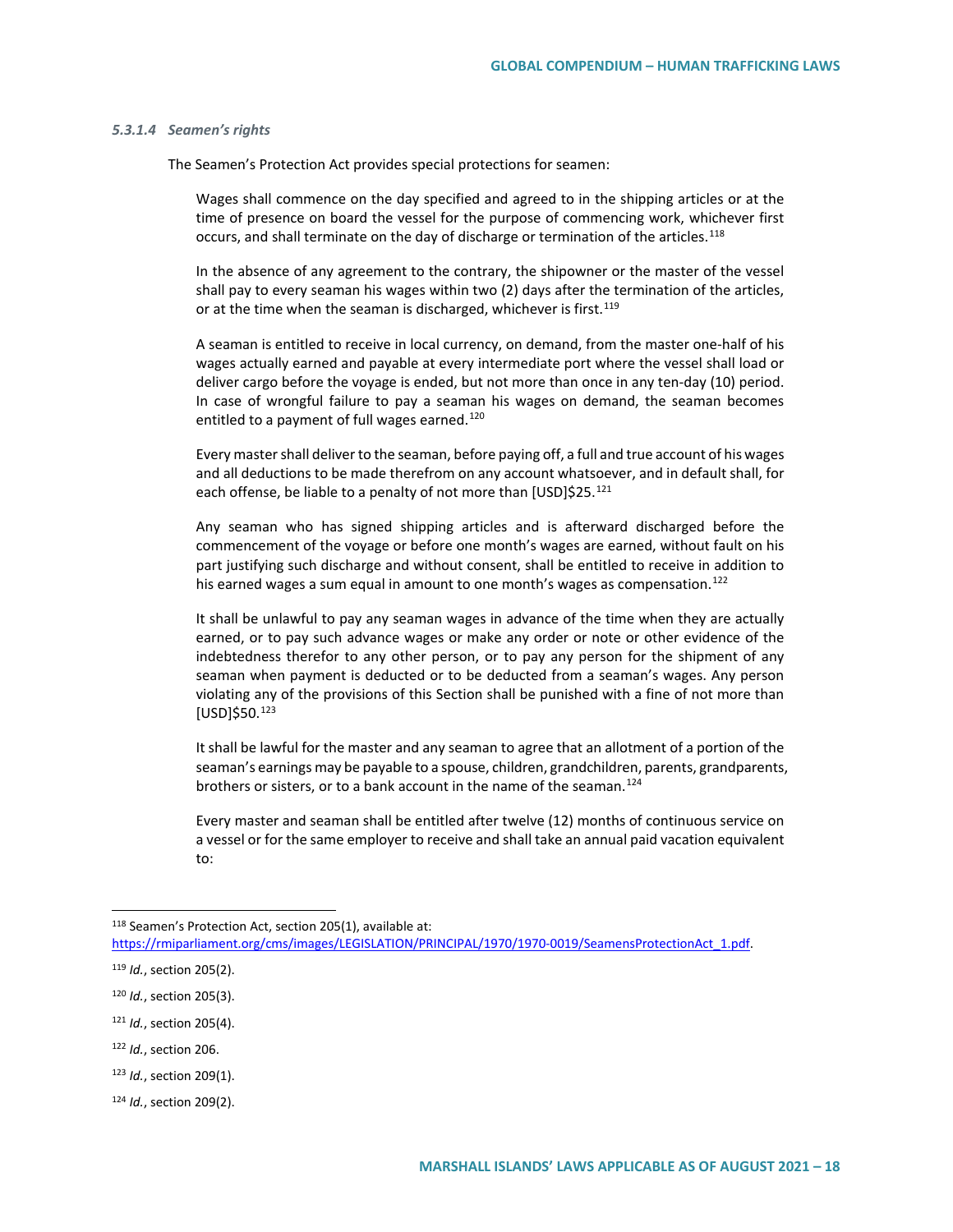#### *5.3.1.4 Seamen's rights*

The Seamen's Protection Act provides special protections for seamen:

> Wages shall commence on the day specified and agreed to in the shipping articles or at the time of presence on board the vessel for the purpose of commencing work, whichever first occurs, and shall terminate on the day of discharge or termination of the articles.[118]
>
> In the absence of any agreement to the contrary, the shipowner or the master of the vessel shall pay to every seaman his wages within two (2) days after the termination of the articles, or at the time when the seaman is discharged, whichever is first.[119]
>
> A seaman is entitled to receive in local currency, on demand, from the master one-half of his wages actually earned and payable at every intermediate port where the vessel shall load or deliver cargo before the voyage is ended, but not more than once in any ten-day (10) period. In case of wrongful failure to pay a seaman his wages on demand, the seaman becomes entitled to a payment of full wages earned.[120]
>
> Every master shall deliver to the seaman, before paying off, a full and true account of his wages and all deductions to be made therefrom on any account whatsoever, and in default shall, for each offense, be liable to a penalty of not more than [USD]$25.[121]
>
> Any seaman who has signed shipping articles and is afterward discharged before the commencement of the voyage or before one month's wages are earned, without fault on his part justifying such discharge and without consent, shall be entitled to receive in addition to his earned wages a sum equal in amount to one month's wages as compensation.[122]
>
> It shall be unlawful to pay any seaman wages in advance of the time when they are actually earned, or to pay such advance wages or make any order or note or other evidence of the indebtedness therefor to any other person, or to pay any person for the shipment of any seaman when payment is deducted or to be deducted from a seaman's wages. Any person violating any of the provisions of this Section shall be punished with a fine of not more than [USD]$50.[123]
>
> It shall be lawful for the master and any seaman to agree that an allotment of a portion of the seaman's earnings may be payable to a spouse, children, grandchildren, parents, grandparents, brothers or sisters, or to a bank account in the name of the seaman.[124]
>
> Every master and seaman shall be entitled after twelve (12) months of continuous service on a vessel or for the same employer to receive and shall take an annual paid vacation equivalent to:

---

[118] Seamen's Protection Act, section 205(1), available at: https://rmiparliament.org/cms/images/LEGISLATION/PRINCIPAL/1970/1970-0019/SeamensProtectionAct_1.pdf.

[119] *Id.*, section 205(2).

[120] *Id.*, section 205(3).

[121] *Id.*, section 205(4).

[122] *Id.*, section 206.

[123] *Id.*, section 209(1).

[124] *Id.*, section 209(2).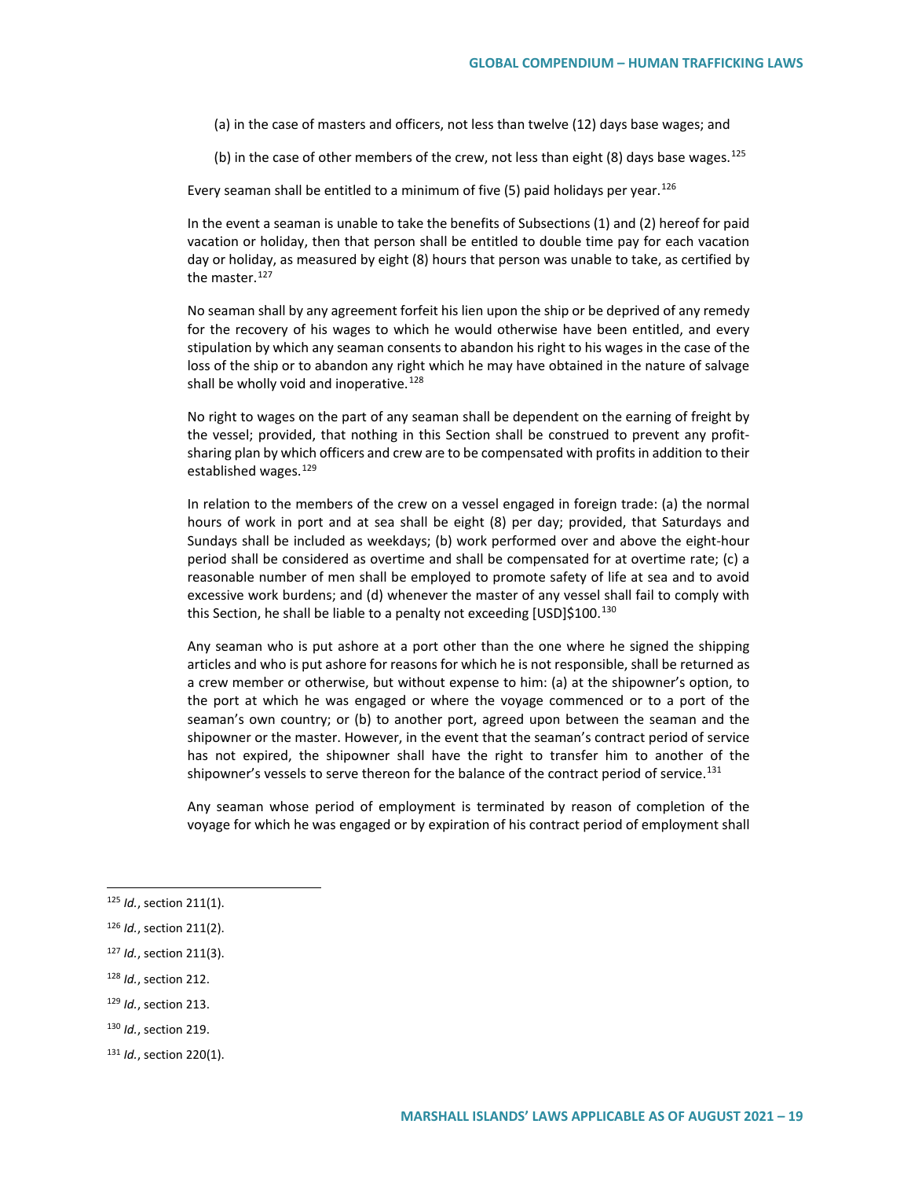(a) in the case of masters and officers, not less than twelve (12) days base wages; and

(b) in the case of other members of the crew, not less than eight (8) days base wages.[125]

Every seaman shall be entitled to a minimum of five (5) paid holidays per year.[126]

In the event a seaman is unable to take the benefits of Subsections (1) and (2) hereof for paid vacation or holiday, then that person shall be entitled to double time pay for each vacation day or holiday, as measured by eight (8) hours that person was unable to take, as certified by the master.[127]

No seaman shall by any agreement forfeit his lien upon the ship or be deprived of any remedy for the recovery of his wages to which he would otherwise have been entitled, and every stipulation by which any seaman consents to abandon his right to his wages in the case of the loss of the ship or to abandon any right which he may have obtained in the nature of salvage shall be wholly void and inoperative.[128]

No right to wages on the part of any seaman shall be dependent on the earning of freight by the vessel; provided, that nothing in this Section shall be construed to prevent any profit-sharing plan by which officers and crew are to be compensated with profits in addition to their established wages.[129]

In relation to the members of the crew on a vessel engaged in foreign trade: (a) the normal hours of work in port and at sea shall be eight (8) per day; provided, that Saturdays and Sundays shall be included as weekdays; (b) work performed over and above the eight-hour period shall be considered as overtime and shall be compensated for at overtime rate; (c) a reasonable number of men shall be employed to promote safety of life at sea and to avoid excessive work burdens; and (d) whenever the master of any vessel shall fail to comply with this Section, he shall be liable to a penalty not exceeding [USD]$100.[130]

Any seaman who is put ashore at a port other than the one where he signed the shipping articles and who is put ashore for reasons for which he is not responsible, shall be returned as a crew member or otherwise, but without expense to him: (a) at the shipowner's option, to the port at which he was engaged or where the voyage commenced or to a port of the seaman's own country; or (b) to another port, agreed upon between the seaman and the shipowner or the master. However, in the event that the seaman's contract period of service has not expired, the shipowner shall have the right to transfer him to another of the shipowner's vessels to serve thereon for the balance of the contract period of service.[131]

Any seaman whose period of employment is terminated by reason of completion of the voyage for which he was engaged or by expiration of his contract period of employment shall

---

[125] *Id.*, section 211(1).

[126] *Id.*, section 211(2).

[127] *Id.*, section 211(3).

[128] *Id.*, section 212.

[129] *Id.*, section 213.

[130] *Id.*, section 219.

[131] *Id.*, section 220(1).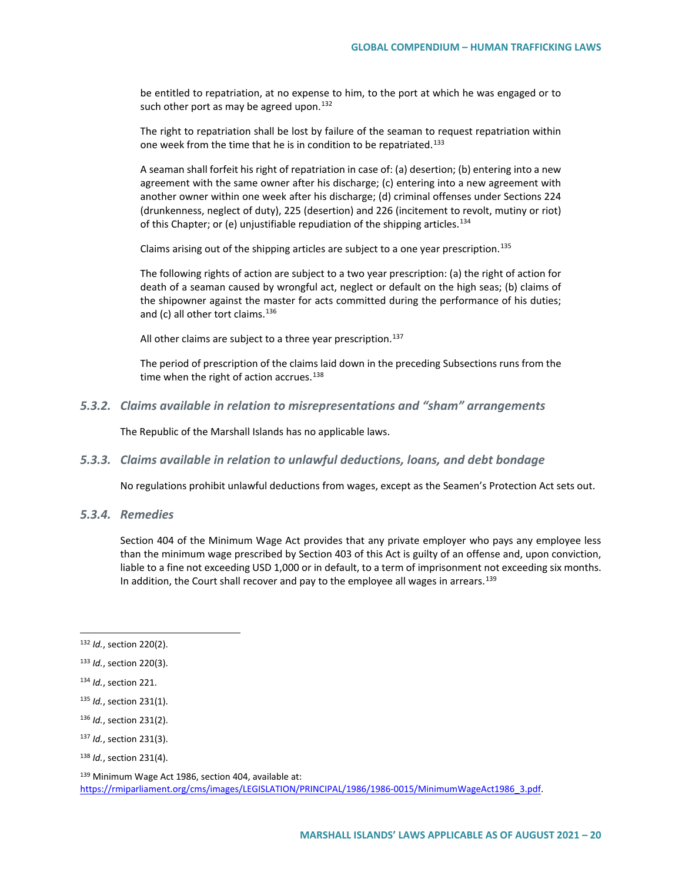be entitled to repatriation, at no expense to him, to the port at which he was engaged or to such other port as may be agreed upon.[132]

The right to repatriation shall be lost by failure of the seaman to request repatriation within one week from the time that he is in condition to be repatriated.[133]

A seaman shall forfeit his right of repatriation in case of: (a) desertion; (b) entering into a new agreement with the same owner after his discharge; (c) entering into a new agreement with another owner within one week after his discharge; (d) criminal offenses under Sections 224 (drunkenness, neglect of duty), 225 (desertion) and 226 (incitement to revolt, mutiny or riot) of this Chapter; or (e) unjustifiable repudiation of the shipping articles.[134]

Claims arising out of the shipping articles are subject to a one year prescription.[135]

The following rights of action are subject to a two year prescription: (a) the right of action for death of a seaman caused by wrongful act, neglect or default on the high seas; (b) claims of the shipowner against the master for acts committed during the performance of his duties; and (c) all other tort claims.[136]

All other claims are subject to a three year prescription.[137]

The period of prescription of the claims laid down in the preceding Subsections runs from the time when the right of action accrues.[138]

### *5.3.2. Claims available in relation to misrepresentations and "sham" arrangements*

The Republic of the Marshall Islands has no applicable laws.

### *5.3.3. Claims available in relation to unlawful deductions, loans, and debt bondage*

No regulations prohibit unlawful deductions from wages, except as the Seamen's Protection Act sets out.

### *5.3.4. Remedies*

Section 404 of the Minimum Wage Act provides that any private employer who pays any employee less than the minimum wage prescribed by Section 403 of this Act is guilty of an offense and, upon conviction, liable to a fine not exceeding USD 1,000 or in default, to a term of imprisonment not exceeding six months. In addition, the Court shall recover and pay to the employee all wages in arrears.[139]

---

[132] *Id.*, section 220(2).

[133] *Id.*, section 220(3).

[134] *Id.*, section 221.

[135] *Id.*, section 231(1).

[136] *Id.*, section 231(2).

[137] *Id.*, section 231(3).

[138] *Id.*, section 231(4).

[139] Minimum Wage Act 1986, section 404, available at: https://rmiparliament.org/cms/images/LEGISLATION/PRINCIPAL/1986/1986-0015/MinimumWageAct1986_3.pdf.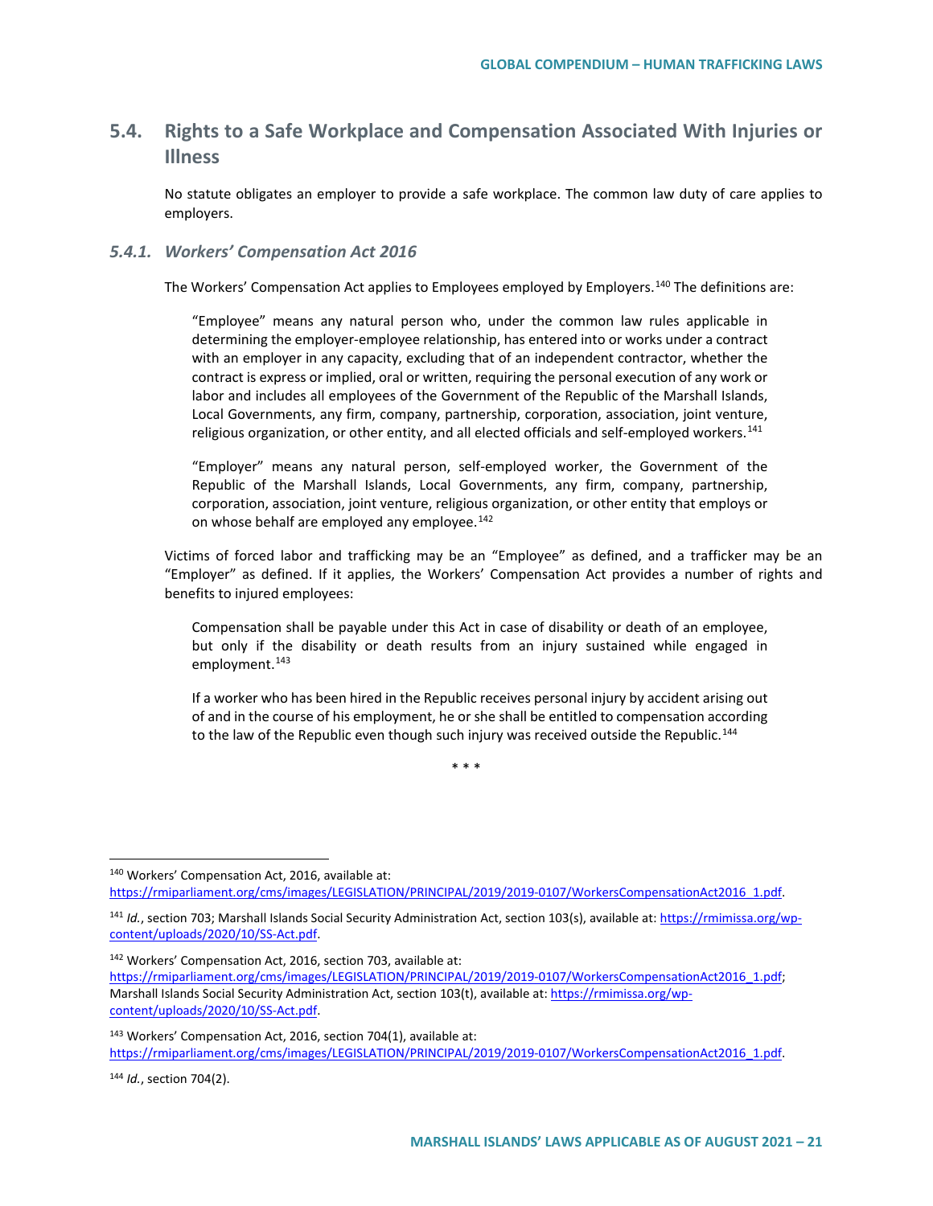## 5.4. Rights to a Safe Workplace and Compensation Associated With Injuries or Illness

No statute obligates an employer to provide a safe workplace. The common law duty of care applies to employers.

### *5.4.1. Workers' Compensation Act 2016*

The Workers' Compensation Act applies to Employees employed by Employers.[140] The definitions are:

> "Employee" means any natural person who, under the common law rules applicable in determining the employer-employee relationship, has entered into or works under a contract with an employer in any capacity, excluding that of an independent contractor, whether the contract is express or implied, oral or written, requiring the personal execution of any work or labor and includes all employees of the Government of the Republic of the Marshall Islands, Local Governments, any firm, company, partnership, corporation, association, joint venture, religious organization, or other entity, and all elected officials and self-employed workers.[141]
>
> "Employer" means any natural person, self-employed worker, the Government of the Republic of the Marshall Islands, Local Governments, any firm, company, partnership, corporation, association, joint venture, religious organization, or other entity that employs or on whose behalf are employed any employee.[142]

Victims of forced labor and trafficking may be an "Employee" as defined, and a trafficker may be an "Employer" as defined. If it applies, the Workers' Compensation Act provides a number of rights and benefits to injured employees:

> Compensation shall be payable under this Act in case of disability or death of an employee, but only if the disability or death results from an injury sustained while engaged in employment.[143]
>
> If a worker who has been hired in the Republic receives personal injury by accident arising out of and in the course of his employment, he or she shall be entitled to compensation according to the law of the Republic even though such injury was received outside the Republic.[144]

\* \* \*

---

[140] Workers' Compensation Act, 2016, available at: https://rmiparliament.org/cms/images/LEGISLATION/PRINCIPAL/2019/2019-0107/WorkersCompensationAct2016_1.pdf.

[141] *Id.*, section 703; Marshall Islands Social Security Administration Act, section 103(s), available at: https://rmimissa.org/wp-content/uploads/2020/10/SS-Act.pdf.

[142] Workers' Compensation Act, 2016, section 703, available at: https://rmiparliament.org/cms/images/LEGISLATION/PRINCIPAL/2019/2019-0107/WorkersCompensationAct2016_1.pdf; Marshall Islands Social Security Administration Act, section 103(t), available at: https://rmimissa.org/wp-content/uploads/2020/10/SS-Act.pdf.

[143] Workers' Compensation Act, 2016, section 704(1), available at: https://rmiparliament.org/cms/images/LEGISLATION/PRINCIPAL/2019/2019-0107/WorkersCompensationAct2016_1.pdf.

[144] *Id.*, section 704(2).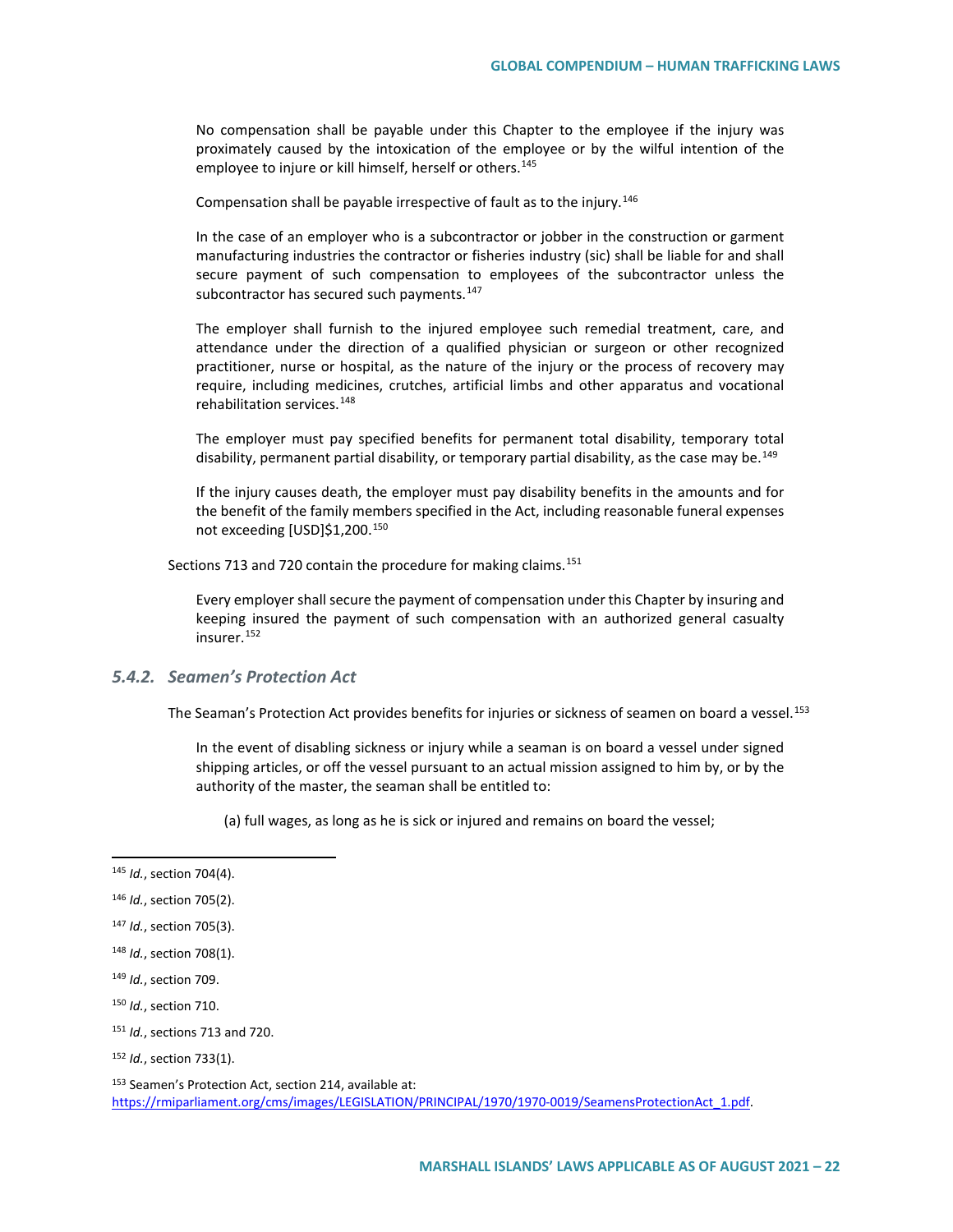> No compensation shall be payable under this Chapter to the employee if the injury was proximately caused by the intoxication of the employee or by the wilful intention of the employee to injure or kill himself, herself or others.[145]
>
> Compensation shall be payable irrespective of fault as to the injury.[146]
>
> In the case of an employer who is a subcontractor or jobber in the construction or garment manufacturing industries the contractor or fisheries industry (sic) shall be liable for and shall secure payment of such compensation to employees of the subcontractor unless the subcontractor has secured such payments.[147]
>
> The employer shall furnish to the injured employee such remedial treatment, care, and attendance under the direction of a qualified physician or surgeon or other recognized practitioner, nurse or hospital, as the nature of the injury or the process of recovery may require, including medicines, crutches, artificial limbs and other apparatus and vocational rehabilitation services.[148]
>
> The employer must pay specified benefits for permanent total disability, temporary total disability, permanent partial disability, or temporary partial disability, as the case may be.[149]
>
> If the injury causes death, the employer must pay disability benefits in the amounts and for the benefit of the family members specified in the Act, including reasonable funeral expenses not exceeding [USD]$1,200.[150]

Sections 713 and 720 contain the procedure for making claims.[151]

> Every employer shall secure the payment of compensation under this Chapter by insuring and keeping insured the payment of such compensation with an authorized general casualty insurer.[152]

### 5.4.2. *Seamen's Protection Act*

The Seaman's Protection Act provides benefits for injuries or sickness of seamen on board a vessel.[153]

> In the event of disabling sickness or injury while a seaman is on board a vessel under signed shipping articles, or off the vessel pursuant to an actual mission assigned to him by, or by the authority of the master, the seaman shall be entitled to:
>
> (a) full wages, as long as he is sick or injured and remains on board the vessel;

---

[145] *Id.*, section 704(4).

[146] *Id.*, section 705(2).

[147] *Id.*, section 705(3).

[148] *Id.*, section 708(1).

[149] *Id.*, section 709.

[150] *Id.*, section 710.

[151] *Id.*, sections 713 and 720.

[152] *Id.*, section 733(1).

[153] Seamen's Protection Act, section 214, available at: https://rmiparliament.org/cms/images/LEGISLATION/PRINCIPAL/1970/1970-0019/SeamensProtectionAct_1.pdf.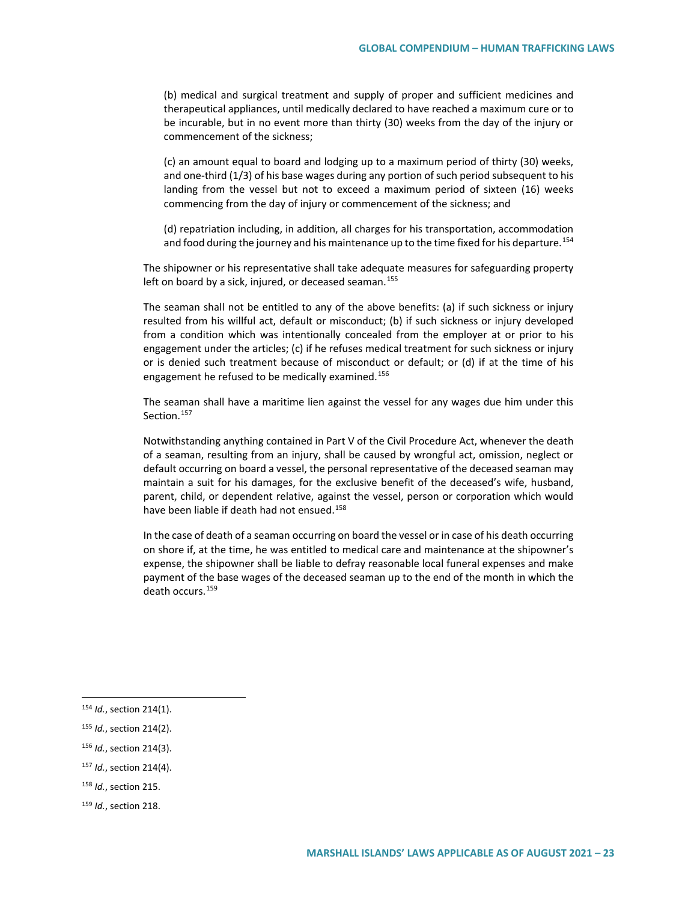(b) medical and surgical treatment and supply of proper and sufficient medicines and therapeutical appliances, until medically declared to have reached a maximum cure or to be incurable, but in no event more than thirty (30) weeks from the day of the injury or commencement of the sickness;

(c) an amount equal to board and lodging up to a maximum period of thirty (30) weeks, and one-third (1/3) of his base wages during any portion of such period subsequent to his landing from the vessel but not to exceed a maximum period of sixteen (16) weeks commencing from the day of injury or commencement of the sickness; and

(d) repatriation including, in addition, all charges for his transportation, accommodation and food during the journey and his maintenance up to the time fixed for his departure.[154]

The shipowner or his representative shall take adequate measures for safeguarding property left on board by a sick, injured, or deceased seaman.[155]

The seaman shall not be entitled to any of the above benefits: (a) if such sickness or injury resulted from his willful act, default or misconduct; (b) if such sickness or injury developed from a condition which was intentionally concealed from the employer at or prior to his engagement under the articles; (c) if he refuses medical treatment for such sickness or injury or is denied such treatment because of misconduct or default; or (d) if at the time of his engagement he refused to be medically examined.[156]

The seaman shall have a maritime lien against the vessel for any wages due him under this Section.[157]

Notwithstanding anything contained in Part V of the Civil Procedure Act, whenever the death of a seaman, resulting from an injury, shall be caused by wrongful act, omission, neglect or default occurring on board a vessel, the personal representative of the deceased seaman may maintain a suit for his damages, for the exclusive benefit of the deceased's wife, husband, parent, child, or dependent relative, against the vessel, person or corporation which would have been liable if death had not ensued.[158]

In the case of death of a seaman occurring on board the vessel or in case of his death occurring on shore if, at the time, he was entitled to medical care and maintenance at the shipowner's expense, the shipowner shall be liable to defray reasonable local funeral expenses and make payment of the base wages of the deceased seaman up to the end of the month in which the death occurs.[159]

---

[154] *Id.*, section 214(1).

[155] *Id.*, section 214(2).

[156] *Id.*, section 214(3).

[157] *Id.*, section 214(4).

[158] *Id.*, section 215.

[159] *Id.*, section 218.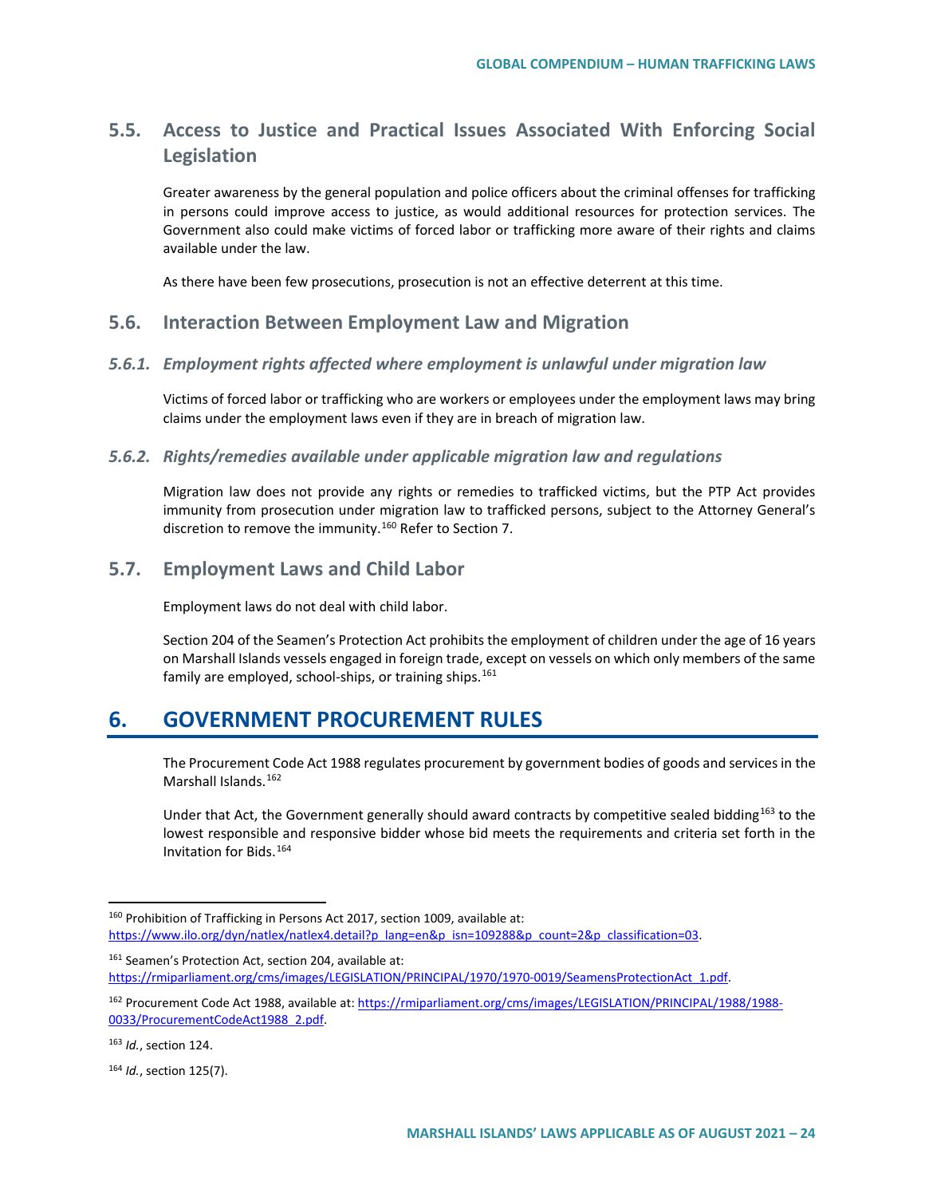## 5.5. Access to Justice and Practical Issues Associated With Enforcing Social Legislation

Greater awareness by the general population and police officers about the criminal offenses for trafficking in persons could improve access to justice, as would additional resources for protection services. The Government also could make victims of forced labor or trafficking more aware of their rights and claims available under the law.

As there have been few prosecutions, prosecution is not an effective deterrent at this time.

## 5.6. Interaction Between Employment Law and Migration

### *5.6.1. Employment rights affected where employment is unlawful under migration law*

Victims of forced labor or trafficking who are workers or employees under the employment laws may bring claims under the employment laws even if they are in breach of migration law.

### *5.6.2. Rights/remedies available under applicable migration law and regulations*

Migration law does not provide any rights or remedies to trafficked victims, but the PTP Act provides immunity from prosecution under migration law to trafficked persons, subject to the Attorney General's discretion to remove the immunity.[160] Refer to Section 7.

## 5.7. Employment Laws and Child Labor

Employment laws do not deal with child labor.

Section 204 of the Seamen's Protection Act prohibits the employment of children under the age of 16 years on Marshall Islands vessels engaged in foreign trade, except on vessels on which only members of the same family are employed, school-ships, or training ships.[161]

# 6. GOVERNMENT PROCUREMENT RULES

The Procurement Code Act 1988 regulates procurement by government bodies of goods and services in the Marshall Islands.[162]

Under that Act, the Government generally should award contracts by competitive sealed bidding[163] to the lowest responsible and responsive bidder whose bid meets the requirements and criteria set forth in the Invitation for Bids.[164]

---

[160] Prohibition of Trafficking in Persons Act 2017, section 1009, available at: https://www.ilo.org/dyn/natlex/natlex4.detail?p_lang=en&p_isn=109288&p_count=2&p_classification=03.

[161] Seamen's Protection Act, section 204, available at: https://rmiparliament.org/cms/images/LEGISLATION/PRINCIPAL/1970/1970-0019/SeamensProtectionAct_1.pdf.

[162] Procurement Code Act 1988, available at: https://rmiparliament.org/cms/images/LEGISLATION/PRINCIPAL/1988/1988-0033/ProcurementCodeAct1988_2.pdf.

[163] *Id.*, section 124.

[164] *Id.*, section 125(7).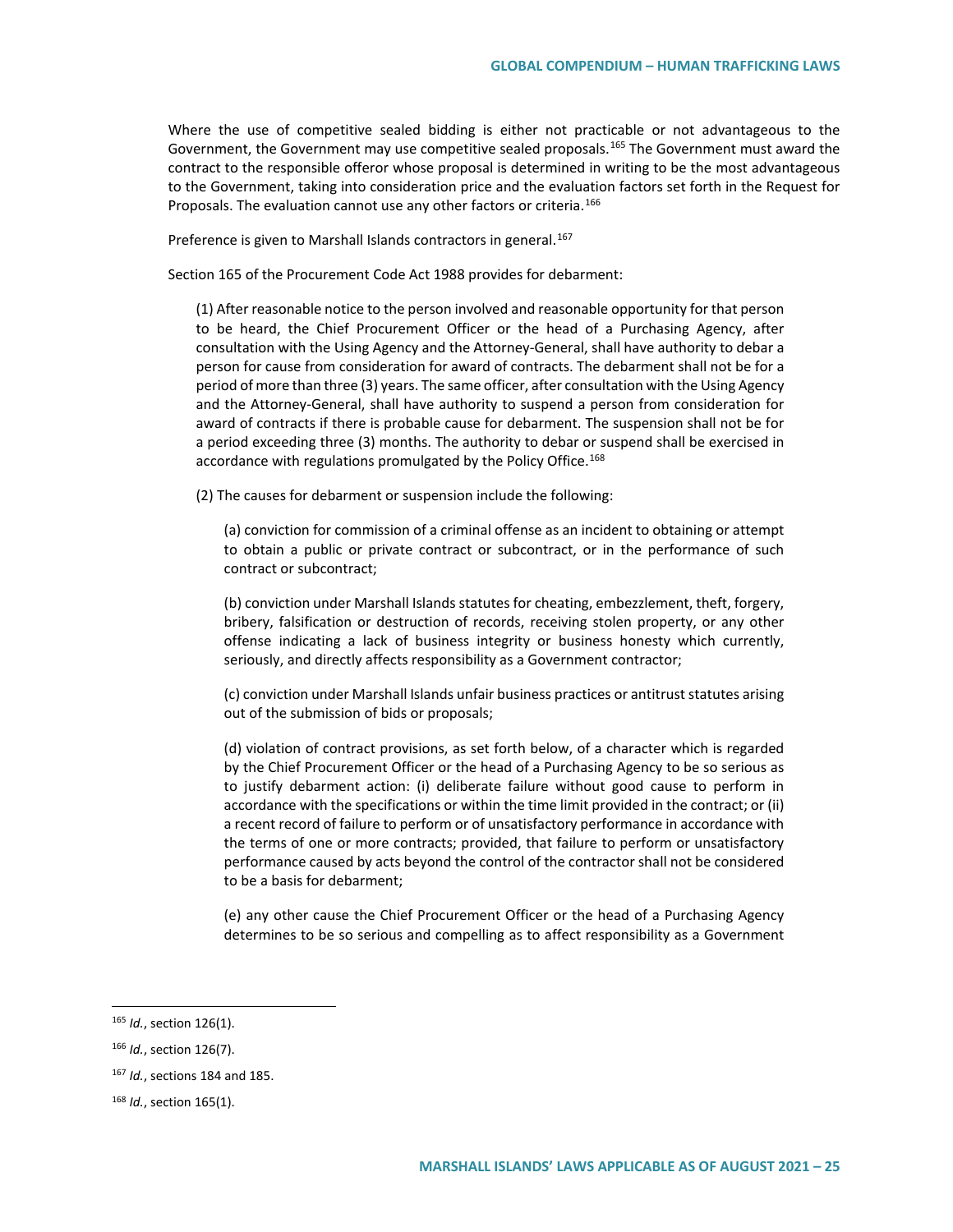Where the use of competitive sealed bidding is either not practicable or not advantageous to the Government, the Government may use competitive sealed proposals.[165] The Government must award the contract to the responsible offeror whose proposal is determined in writing to be the most advantageous to the Government, taking into consideration price and the evaluation factors set forth in the Request for Proposals. The evaluation cannot use any other factors or criteria.[166]

Preference is given to Marshall Islands contractors in general.[167]

Section 165 of the Procurement Code Act 1988 provides for debarment:

> (1) After reasonable notice to the person involved and reasonable opportunity for that person to be heard, the Chief Procurement Officer or the head of a Purchasing Agency, after consultation with the Using Agency and the Attorney-General, shall have authority to debar a person for cause from consideration for award of contracts. The debarment shall not be for a period of more than three (3) years. The same officer, after consultation with the Using Agency and the Attorney-General, shall have authority to suspend a person from consideration for award of contracts if there is probable cause for debarment. The suspension shall not be for a period exceeding three (3) months. The authority to debar or suspend shall be exercised in accordance with regulations promulgated by the Policy Office.[168]
>
> (2) The causes for debarment or suspension include the following:
>
> > (a) conviction for commission of a criminal offense as an incident to obtaining or attempt to obtain a public or private contract or subcontract, or in the performance of such contract or subcontract;
> >
> > (b) conviction under Marshall Islands statutes for cheating, embezzlement, theft, forgery, bribery, falsification or destruction of records, receiving stolen property, or any other offense indicating a lack of business integrity or business honesty which currently, seriously, and directly affects responsibility as a Government contractor;
> >
> > (c) conviction under Marshall Islands unfair business practices or antitrust statutes arising out of the submission of bids or proposals;
> >
> > (d) violation of contract provisions, as set forth below, of a character which is regarded by the Chief Procurement Officer or the head of a Purchasing Agency to be so serious as to justify debarment action: (i) deliberate failure without good cause to perform in accordance with the specifications or within the time limit provided in the contract; or (ii) a recent record of failure to perform or of unsatisfactory performance in accordance with the terms of one or more contracts; provided, that failure to perform or unsatisfactory performance caused by acts beyond the control of the contractor shall not be considered to be a basis for debarment;
> >
> > (e) any other cause the Chief Procurement Officer or the head of a Purchasing Agency determines to be so serious and compelling as to affect responsibility as a Government

---

[165] *Id.*, section 126(1).

[166] *Id.*, section 126(7).

[167] *Id.*, sections 184 and 185.

[168] *Id.*, section 165(1).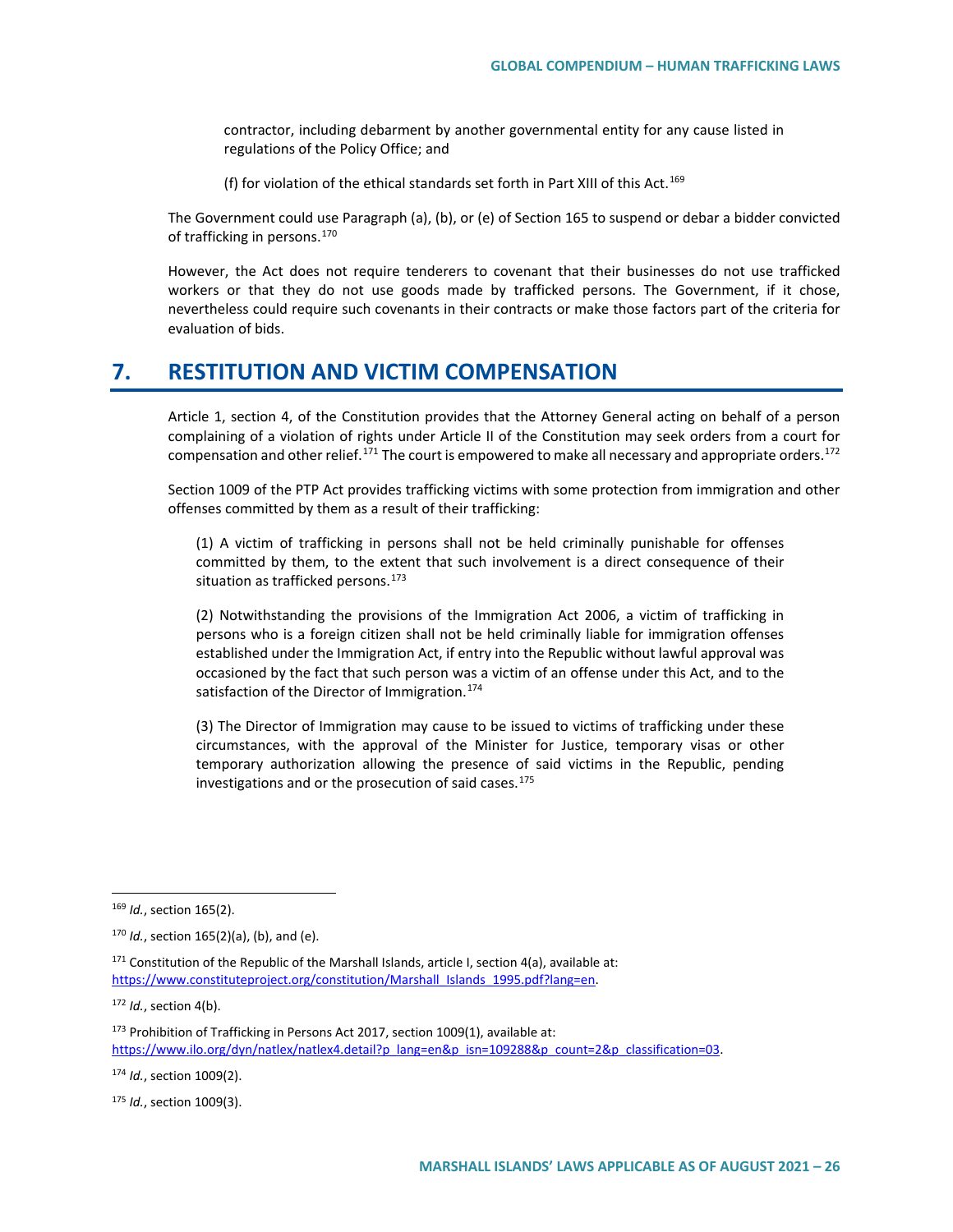contractor, including debarment by another governmental entity for any cause listed in regulations of the Policy Office; and

(f) for violation of the ethical standards set forth in Part XIII of this Act.[169]

The Government could use Paragraph (a), (b), or (e) of Section 165 to suspend or debar a bidder convicted of trafficking in persons.[170]

However, the Act does not require tenderers to covenant that their businesses do not use trafficked workers or that they do not use goods made by trafficked persons. The Government, if it chose, nevertheless could require such covenants in their contracts or make those factors part of the criteria for evaluation of bids.

# 7. RESTITUTION AND VICTIM COMPENSATION

Article 1, section 4, of the Constitution provides that the Attorney General acting on behalf of a person complaining of a violation of rights under Article II of the Constitution may seek orders from a court for compensation and other relief.[171] The court is empowered to make all necessary and appropriate orders.[172]

Section 1009 of the PTP Act provides trafficking victims with some protection from immigration and other offenses committed by them as a result of their trafficking:

> (1) A victim of trafficking in persons shall not be held criminally punishable for offenses committed by them, to the extent that such involvement is a direct consequence of their situation as trafficked persons.[173]
>
> (2) Notwithstanding the provisions of the Immigration Act 2006, a victim of trafficking in persons who is a foreign citizen shall not be held criminally liable for immigration offenses established under the Immigration Act, if entry into the Republic without lawful approval was occasioned by the fact that such person was a victim of an offense under this Act, and to the satisfaction of the Director of Immigration.[174]
>
> (3) The Director of Immigration may cause to be issued to victims of trafficking under these circumstances, with the approval of the Minister for Justice, temporary visas or other temporary authorization allowing the presence of said victims in the Republic, pending investigations and or the prosecution of said cases.[175]

---

[169] *Id.*, section 165(2).

[170] *Id.*, section 165(2)(a), (b), and (e).

[171] Constitution of the Republic of the Marshall Islands, article I, section 4(a), available at: https://www.constituteproject.org/constitution/Marshall_Islands_1995.pdf?lang=en.

[172] *Id.*, section 4(b).

[173] Prohibition of Trafficking in Persons Act 2017, section 1009(1), available at: https://www.ilo.org/dyn/natlex/natlex4.detail?p_lang=en&p_isn=109288&p_count=2&p_classification=03.

[174] *Id.*, section 1009(2).

[175] *Id.*, section 1009(3).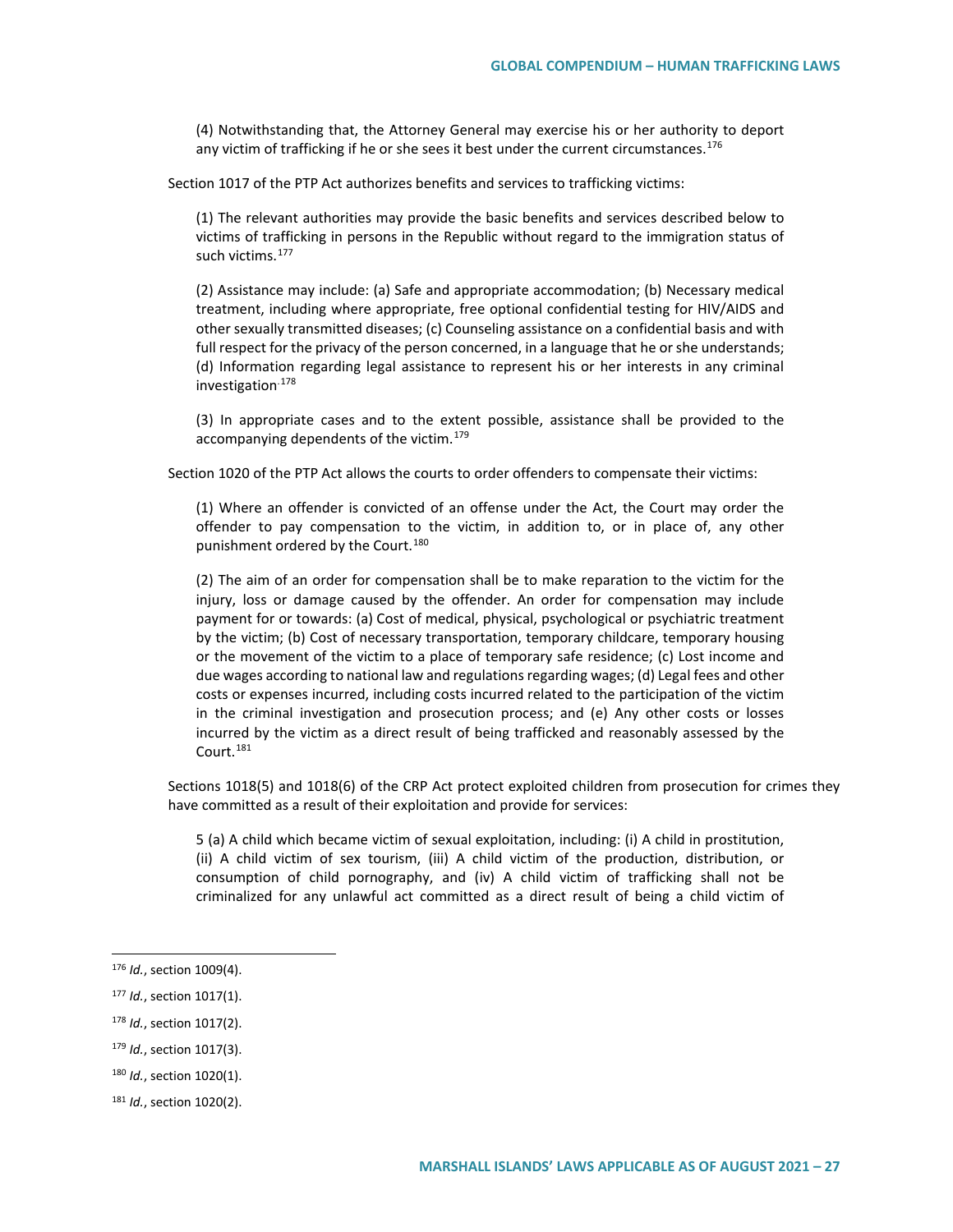(4) Notwithstanding that, the Attorney General may exercise his or her authority to deport any victim of trafficking if he or she sees it best under the current circumstances.[176]

Section 1017 of the PTP Act authorizes benefits and services to trafficking victims:

(1) The relevant authorities may provide the basic benefits and services described below to victims of trafficking in persons in the Republic without regard to the immigration status of such victims.[177]

(2) Assistance may include: (a) Safe and appropriate accommodation; (b) Necessary medical treatment, including where appropriate, free optional confidential testing for HIV/AIDS and other sexually transmitted diseases; (c) Counseling assistance on a confidential basis and with full respect for the privacy of the person concerned, in a language that he or she understands; (d) Information regarding legal assistance to represent his or her interests in any criminal investigation.[178]

(3) In appropriate cases and to the extent possible, assistance shall be provided to the accompanying dependents of the victim.[179]

Section 1020 of the PTP Act allows the courts to order offenders to compensate their victims:

(1) Where an offender is convicted of an offense under the Act, the Court may order the offender to pay compensation to the victim, in addition to, or in place of, any other punishment ordered by the Court.[180]

(2) The aim of an order for compensation shall be to make reparation to the victim for the injury, loss or damage caused by the offender. An order for compensation may include payment for or towards: (a) Cost of medical, physical, psychological or psychiatric treatment by the victim; (b) Cost of necessary transportation, temporary childcare, temporary housing or the movement of the victim to a place of temporary safe residence; (c) Lost income and due wages according to national law and regulations regarding wages; (d) Legal fees and other costs or expenses incurred, including costs incurred related to the participation of the victim in the criminal investigation and prosecution process; and (e) Any other costs or losses incurred by the victim as a direct result of being trafficked and reasonably assessed by the Court.[181]

Sections 1018(5) and 1018(6) of the CRP Act protect exploited children from prosecution for crimes they have committed as a result of their exploitation and provide for services:

5 (a) A child which became victim of sexual exploitation, including: (i) A child in prostitution, (ii) A child victim of sex tourism, (iii) A child victim of the production, distribution, or consumption of child pornography, and (iv) A child victim of trafficking shall not be criminalized for any unlawful act committed as a direct result of being a child victim of

---

[176] *Id.*, section 1009(4).

[177] *Id.*, section 1017(1).

[178] *Id.*, section 1017(2).

[179] *Id.*, section 1017(3).

[180] *Id.*, section 1020(1).

[181] *Id.*, section 1020(2).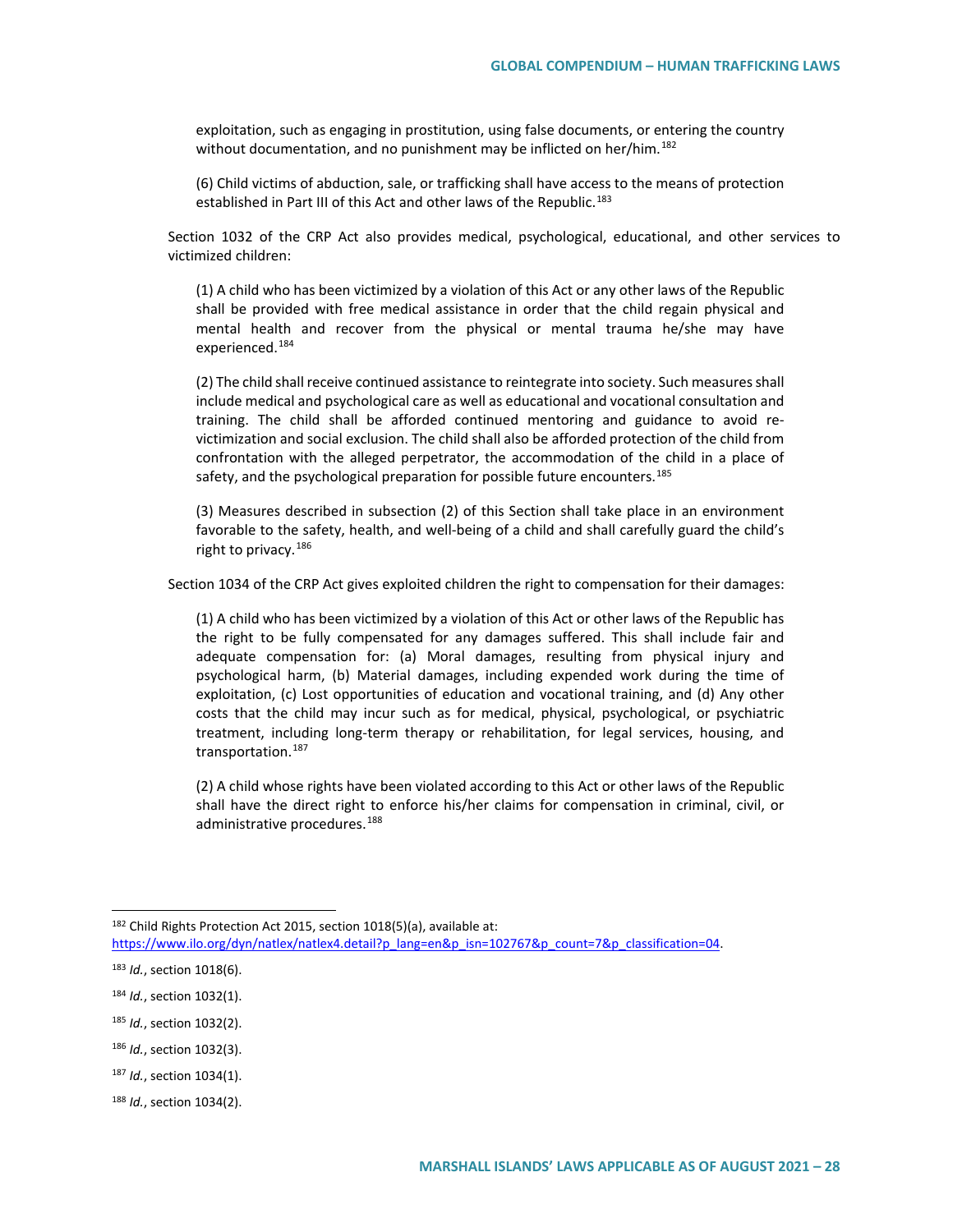exploitation, such as engaging in prostitution, using false documents, or entering the country without documentation, and no punishment may be inflicted on her/him.[182]

(6) Child victims of abduction, sale, or trafficking shall have access to the means of protection established in Part III of this Act and other laws of the Republic.[183]

Section 1032 of the CRP Act also provides medical, psychological, educational, and other services to victimized children:

(1) A child who has been victimized by a violation of this Act or any other laws of the Republic shall be provided with free medical assistance in order that the child regain physical and mental health and recover from the physical or mental trauma he/she may have experienced.[184]

(2) The child shall receive continued assistance to reintegrate into society. Such measures shall include medical and psychological care as well as educational and vocational consultation and training. The child shall be afforded continued mentoring and guidance to avoid re-victimization and social exclusion. The child shall also be afforded protection of the child from confrontation with the alleged perpetrator, the accommodation of the child in a place of safety, and the psychological preparation for possible future encounters.[185]

(3) Measures described in subsection (2) of this Section shall take place in an environment favorable to the safety, health, and well-being of a child and shall carefully guard the child's right to privacy.[186]

Section 1034 of the CRP Act gives exploited children the right to compensation for their damages:

(1) A child who has been victimized by a violation of this Act or other laws of the Republic has the right to be fully compensated for any damages suffered. This shall include fair and adequate compensation for: (a) Moral damages, resulting from physical injury and psychological harm, (b) Material damages, including expended work during the time of exploitation, (c) Lost opportunities of education and vocational training, and (d) Any other costs that the child may incur such as for medical, physical, psychological, or psychiatric treatment, including long-term therapy or rehabilitation, for legal services, housing, and transportation.[187]

(2) A child whose rights have been violated according to this Act or other laws of the Republic shall have the direct right to enforce his/her claims for compensation in criminal, civil, or administrative procedures.[188]

---

[182] Child Rights Protection Act 2015, section 1018(5)(a), available at: https://www.ilo.org/dyn/natlex/natlex4.detail?p_lang=en&p_isn=102767&p_count=7&p_classification=04.

[183] *Id.*, section 1018(6).

[184] *Id.*, section 1032(1).

[185] *Id.*, section 1032(2).

[186] *Id.*, section 1032(3).

[187] *Id.*, section 1034(1).

[188] *Id.*, section 1034(2).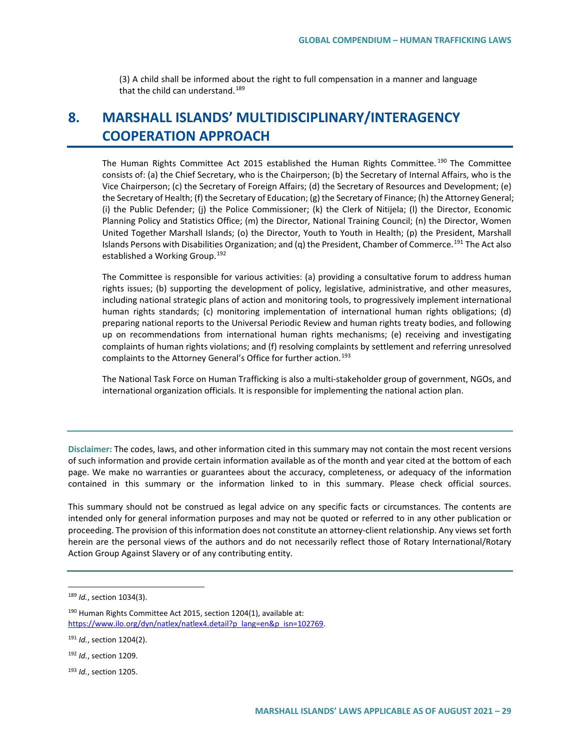(3) A child shall be informed about the right to full compensation in a manner and language that the child can understand.[189]

# 8. MARSHALL ISLANDS' MULTIDISCIPLINARY/INTERAGENCY COOPERATION APPROACH

The Human Rights Committee Act 2015 established the Human Rights Committee.[190] The Committee consists of: (a) the Chief Secretary, who is the Chairperson; (b) the Secretary of Internal Affairs, who is the Vice Chairperson; (c) the Secretary of Foreign Affairs; (d) the Secretary of Resources and Development; (e) the Secretary of Health; (f) the Secretary of Education; (g) the Secretary of Finance; (h) the Attorney General; (i) the Public Defender; (j) the Police Commissioner; (k) the Clerk of Nitijela; (l) the Director, Economic Planning Policy and Statistics Office; (m) the Director, National Training Council; (n) the Director, Women United Together Marshall Islands; (o) the Director, Youth to Youth in Health; (p) the President, Marshall Islands Persons with Disabilities Organization; and (q) the President, Chamber of Commerce.[191] The Act also established a Working Group.[192]

The Committee is responsible for various activities: (a) providing a consultative forum to address human rights issues; (b) supporting the development of policy, legislative, administrative, and other measures, including national strategic plans of action and monitoring tools, to progressively implement international human rights standards; (c) monitoring implementation of international human rights obligations; (d) preparing national reports to the Universal Periodic Review and human rights treaty bodies, and following up on recommendations from international human rights mechanisms; (e) receiving and investigating complaints of human rights violations; and (f) resolving complaints by settlement and referring unresolved complaints to the Attorney General's Office for further action.[193]

The National Task Force on Human Trafficking is also a multi-stakeholder group of government, NGOs, and international organization officials. It is responsible for implementing the national action plan.

---

**Disclaimer:** The codes, laws, and other information cited in this summary may not contain the most recent versions of such information and provide certain information available as of the month and year cited at the bottom of each page. We make no warranties or guarantees about the accuracy, completeness, or adequacy of the information contained in this summary or the information linked to in this summary. Please check official sources.

This summary should not be construed as legal advice on any specific facts or circumstances. The contents are intended only for general information purposes and may not be quoted or referred to in any other publication or proceeding. The provision of this information does not constitute an attorney-client relationship. Any views set forth herein are the personal views of the authors and do not necessarily reflect those of Rotary International/Rotary Action Group Against Slavery or of any contributing entity.

---

[189] *Id.*, section 1034(3).

[190] Human Rights Committee Act 2015, section 1204(1), available at: https://www.ilo.org/dyn/natlex/natlex4.detail?p_lang=en&p_isn=102769.

[191] *Id.*, section 1204(2).

[192] *Id.*, section 1209.

[193] *Id.*, section 1205.